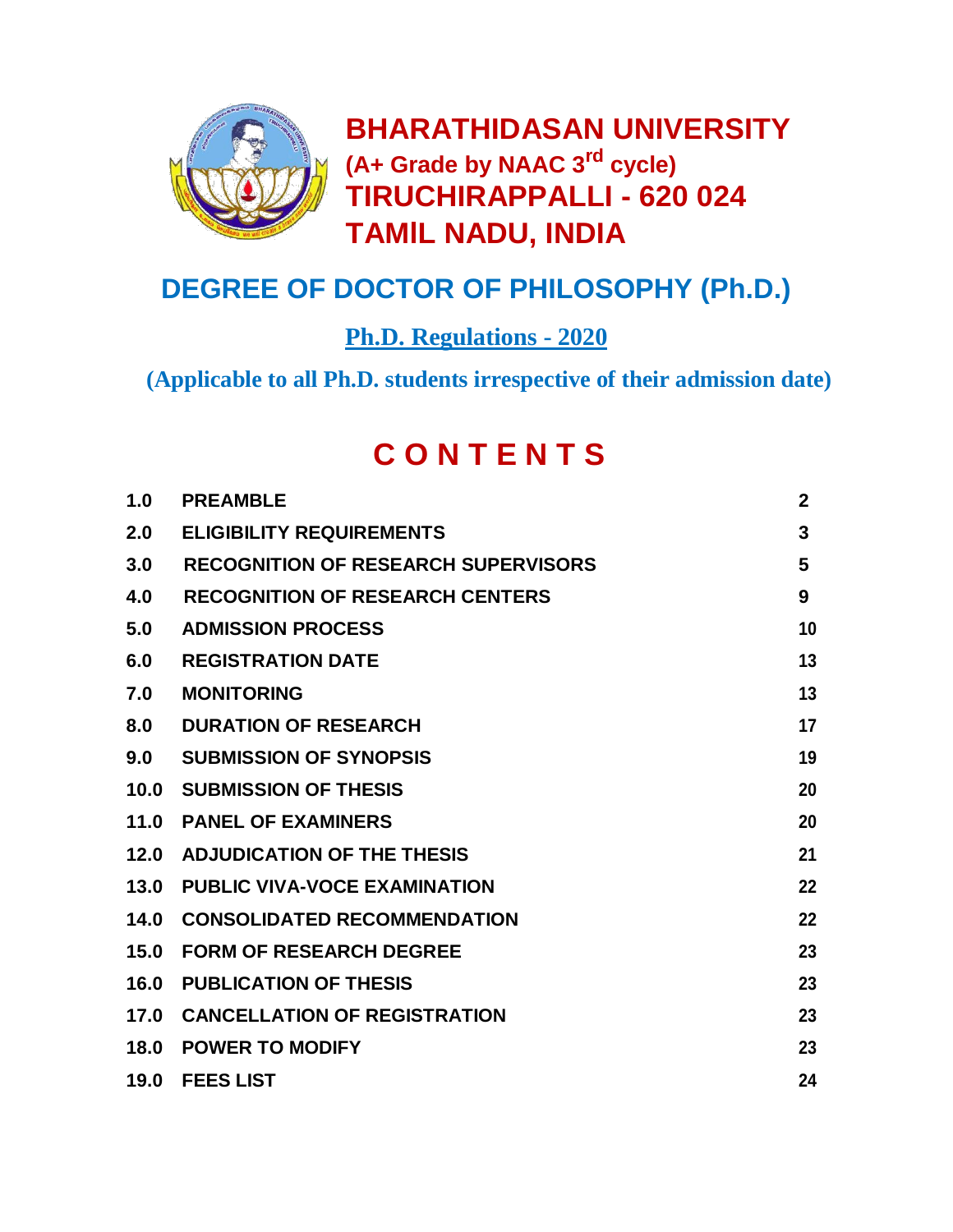# BHARATHIDASAN UNIVERSITY

**(A+ Grade by NAAC 3rd cycle)**

**TIRUCHIRAPPALLI - 620 024**

**TAMIL NADU, INDIA**

## DEGREE OF DOCTOR OF PHILOSOPHY (Ph.D.)

**Ph.D. Regulations - 2020**

**(Applicable to all Ph.D. students irrespective of their admission date)**

## C O N T E N T S

| | | |
|---|---|---|
| 1.0 | PREAMBLE | 2 |
| 2.0 | ELIGIBILITY REQUIREMENTS | 3 |
| 3.0 | RECOGNITION OF RESEARCH SUPERVISORS | 5 |
| 4.0 | RECOGNITION OF RESEARCH CENTERS | 9 |
| 5.0 | ADMISSION PROCESS | 10 |
| 6.0 | REGISTRATION DATE | 13 |
| 7.0 | MONITORING | 13 |
| 8.0 | DURATION OF RESEARCH | 17 |
| 9.0 | SUBMISSION OF SYNOPSIS | 19 |
| 10.0 | SUBMISSION OF THESIS | 20 |
| 11.0 | PANEL OF EXAMINERS | 20 |
| 12.0 | ADJUDICATION OF THE THESIS | 21 |
| 13.0 | PUBLIC VIVA-VOCE EXAMINATION | 22 |
| 14.0 | CONSOLIDATED RECOMMENDATION | 22 |
| 15.0 | FORM OF RESEARCH DEGREE | 23 |
| 16.0 | PUBLICATION OF THESIS | 23 |
| 17.0 | CANCELLATION OF REGISTRATION | 23 |
| 18.0 | POWER TO MODIFY | 23 |
| 19.0 | FEES LIST | 24 |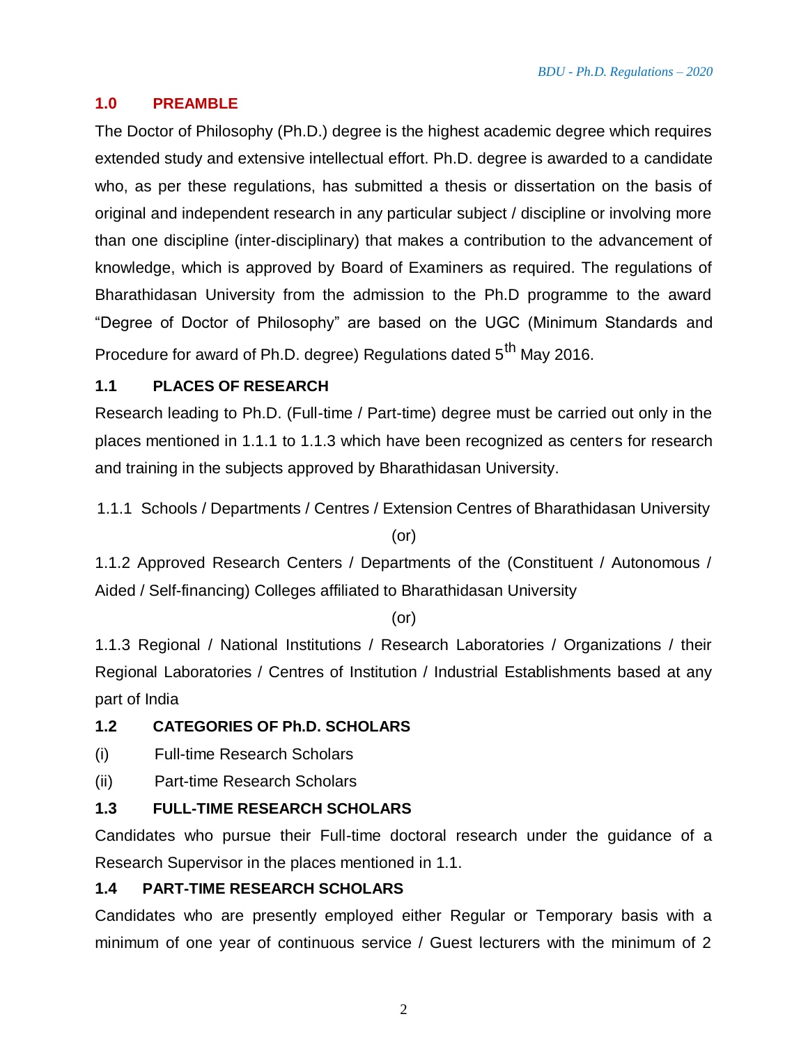## 1.0 PREAMBLE

The Doctor of Philosophy (Ph.D.) degree is the highest academic degree which requires extended study and extensive intellectual effort. Ph.D. degree is awarded to a candidate who, as per these regulations, has submitted a thesis or dissertation on the basis of original and independent research in any particular subject / discipline or involving more than one discipline (inter-disciplinary) that makes a contribution to the advancement of knowledge, which is approved by Board of Examiners as required. The regulations of Bharathidasan University from the admission to the Ph.D programme to the award "Degree of Doctor of Philosophy" are based on the UGC (Minimum Standards and Procedure for award of Ph.D. degree) Regulations dated 5th May 2016.

### 1.1 PLACES OF RESEARCH

Research leading to Ph.D. (Full-time / Part-time) degree must be carried out only in the places mentioned in 1.1.1 to 1.1.3 which have been recognized as centers for research and training in the subjects approved by Bharathidasan University.

1.1.1 Schools / Departments / Centres / Extension Centres of Bharathidasan University

(or)

1.1.2 Approved Research Centers / Departments of the (Constituent / Autonomous / Aided / Self-financing) Colleges affiliated to Bharathidasan University

(or)

1.1.3 Regional / National Institutions / Research Laboratories / Organizations / their Regional Laboratories / Centres of Institution / Industrial Establishments based at any part of India

### 1.2 CATEGORIES OF Ph.D. SCHOLARS

(i) Full-time Research Scholars

(ii) Part-time Research Scholars

### 1.3 FULL-TIME RESEARCH SCHOLARS

Candidates who pursue their Full-time doctoral research under the guidance of a Research Supervisor in the places mentioned in 1.1.

### 1.4 PART-TIME RESEARCH SCHOLARS

Candidates who are presently employed either Regular or Temporary basis with a minimum of one year of continuous service / Guest lecturers with the minimum of 2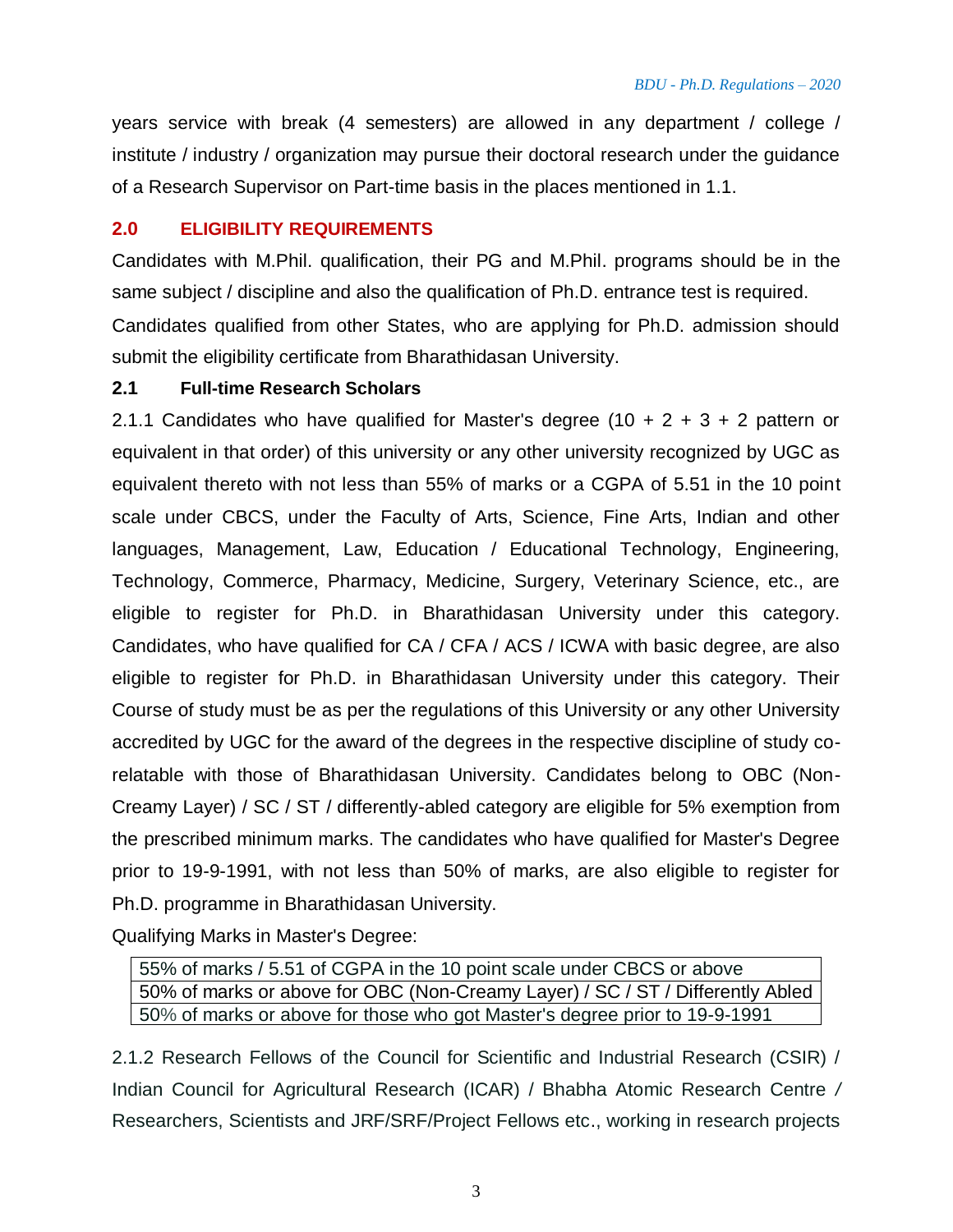years service with break (4 semesters) are allowed in any department / college / institute / industry / organization may pursue their doctoral research under the guidance of a Research Supervisor on Part-time basis in the places mentioned in 1.1.

## 2.0 ELIGIBILITY REQUIREMENTS

Candidates with M.Phil. qualification, their PG and M.Phil. programs should be in the same subject / discipline and also the qualification of Ph.D. entrance test is required.

Candidates qualified from other States, who are applying for Ph.D. admission should submit the eligibility certificate from Bharathidasan University.

### 2.1 Full-time Research Scholars

2.1.1 Candidates who have qualified for Master's degree (10 + 2 + 3 + 2 pattern or equivalent in that order) of this university or any other university recognized by UGC as equivalent thereto with not less than 55% of marks or a CGPA of 5.51 in the 10 point scale under CBCS, under the Faculty of Arts, Science, Fine Arts, Indian and other languages, Management, Law, Education / Educational Technology, Engineering, Technology, Commerce, Pharmacy, Medicine, Surgery, Veterinary Science, etc., are eligible to register for Ph.D. in Bharathidasan University under this category. Candidates, who have qualified for CA / CFA / ACS / ICWA with basic degree, are also eligible to register for Ph.D. in Bharathidasan University under this category. Their Course of study must be as per the regulations of this University or any other University accredited by UGC for the award of the degrees in the respective discipline of study co-relatable with those of Bharathidasan University. Candidates belong to OBC (Non-Creamy Layer) / SC / ST / differently-abled category are eligible for 5% exemption from the prescribed minimum marks. The candidates who have qualified for Master's Degree prior to 19-9-1991, with not less than 50% of marks, are also eligible to register for Ph.D. programme in Bharathidasan University.

Qualifying Marks in Master's Degree:

| Qualifying Marks |
|---|
| 55% of marks / 5.51 of CGPA in the 10 point scale under CBCS or above |
| 50% of marks or above for OBC (Non-Creamy Layer) / SC / ST / Differently Abled |
| 50% of marks or above for those who got Master's degree prior to 19-9-1991 |

2.1.2 Research Fellows of the Council for Scientific and Industrial Research (CSIR) / Indian Council for Agricultural Research (ICAR) / Bhabha Atomic Research Centre / Researchers, Scientists and JRF/SRF/Project Fellows etc., working in research projects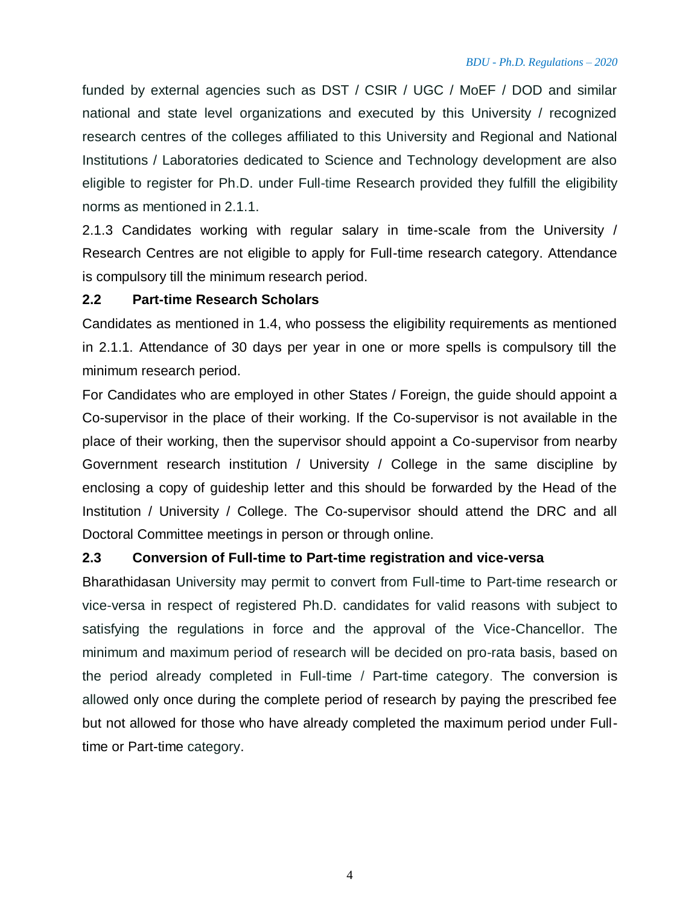funded by external agencies such as DST / CSIR / UGC / MoEF / DOD and similar national and state level organizations and executed by this University / recognized research centres of the colleges affiliated to this University and Regional and National Institutions / Laboratories dedicated to Science and Technology development are also eligible to register for Ph.D. under Full-time Research provided they fulfill the eligibility norms as mentioned in 2.1.1.

2.1.3 Candidates working with regular salary in time-scale from the University / Research Centres are not eligible to apply for Full-time research category. Attendance is compulsory till the minimum research period.

### 2.2 Part-time Research Scholars

Candidates as mentioned in 1.4, who possess the eligibility requirements as mentioned in 2.1.1. Attendance of 30 days per year in one or more spells is compulsory till the minimum research period.

For Candidates who are employed in other States / Foreign, the guide should appoint a Co-supervisor in the place of their working. If the Co-supervisor is not available in the place of their working, then the supervisor should appoint a Co-supervisor from nearby Government research institution / University / College in the same discipline by enclosing a copy of guideship letter and this should be forwarded by the Head of the Institution / University / College. The Co-supervisor should attend the DRC and all Doctoral Committee meetings in person or through online.

### 2.3 Conversion of Full-time to Part-time registration and vice-versa

Bharathidasan University may permit to convert from Full-time to Part-time research or vice-versa in respect of registered Ph.D. candidates for valid reasons with subject to satisfying the regulations in force and the approval of the Vice-Chancellor. The minimum and maximum period of research will be decided on pro-rata basis, based on the period already completed in Full-time / Part-time category. The conversion is allowed only once during the complete period of research by paying the prescribed fee but not allowed for those who have already completed the maximum period under Full-time or Part-time category.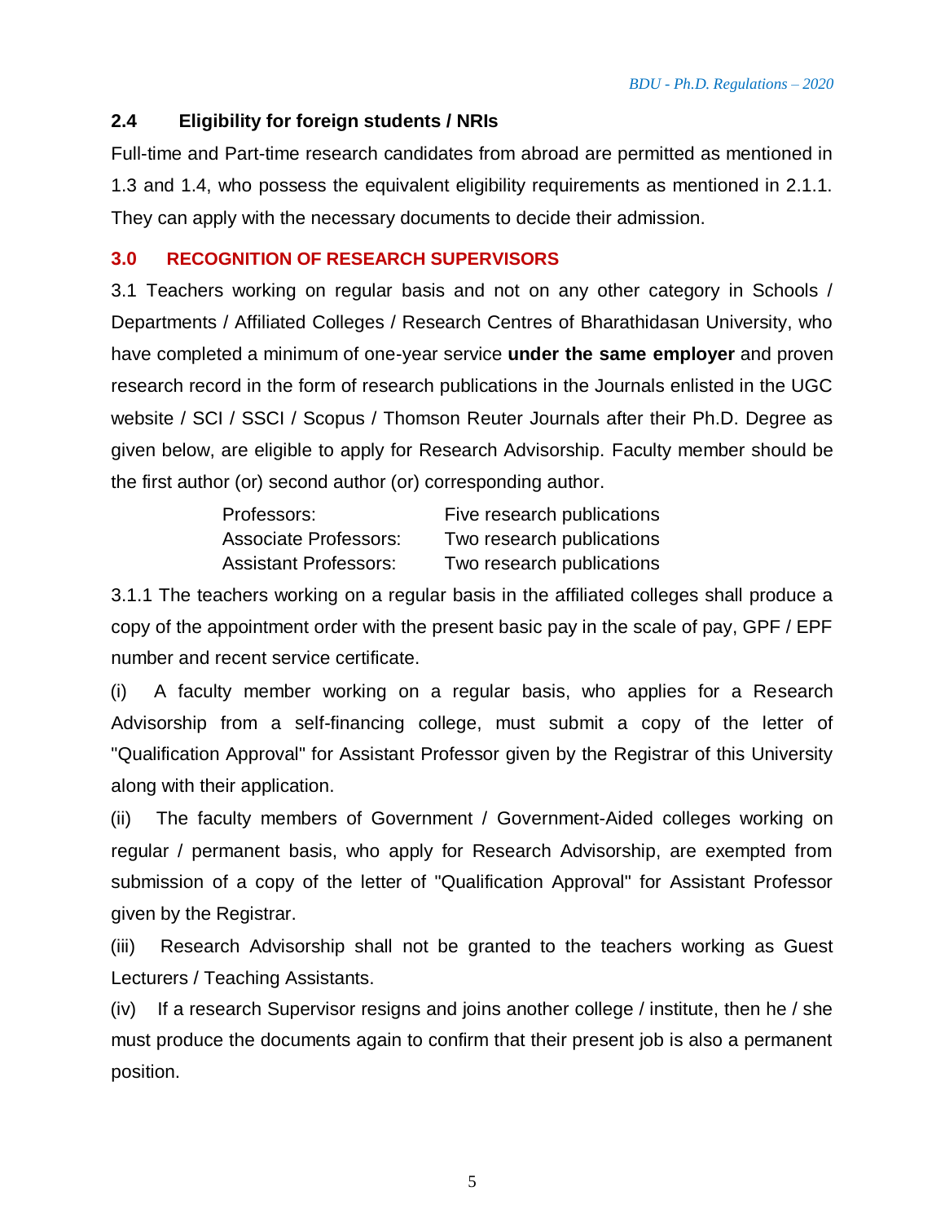## 2.4 Eligibility for foreign students / NRIs

Full-time and Part-time research candidates from abroad are permitted as mentioned in 1.3 and 1.4, who possess the equivalent eligibility requirements as mentioned in 2.1.1. They can apply with the necessary documents to decide their admission.

## 3.0 RECOGNITION OF RESEARCH SUPERVISORS

3.1 Teachers working on regular basis and not on any other category in Schools / Departments / Affiliated Colleges / Research Centres of Bharathidasan University, who have completed a minimum of one-year service **under the same employer** and proven research record in the form of research publications in the Journals enlisted in the UGC website / SCI / SSCI / Scopus / Thomson Reuter Journals after their Ph.D. Degree as given below, are eligible to apply for Research Advisorship. Faculty member should be the first author (or) second author (or) corresponding author.

| | |
|---|---|
| Professors: | Five research publications |
| Associate Professors: | Two research publications |
| Assistant Professors: | Two research publications |

3.1.1 The teachers working on a regular basis in the affiliated colleges shall produce a copy of the appointment order with the present basic pay in the scale of pay, GPF / EPF number and recent service certificate.

(i) A faculty member working on a regular basis, who applies for a Research Advisorship from a self-financing college, must submit a copy of the letter of "Qualification Approval" for Assistant Professor given by the Registrar of this University along with their application.

(ii) The faculty members of Government / Government-Aided colleges working on regular / permanent basis, who apply for Research Advisorship, are exempted from submission of a copy of the letter of "Qualification Approval" for Assistant Professor given by the Registrar.

(iii) Research Advisorship shall not be granted to the teachers working as Guest Lecturers / Teaching Assistants.

(iv) If a research Supervisor resigns and joins another college / institute, then he / she must produce the documents again to confirm that their present job is also a permanent position.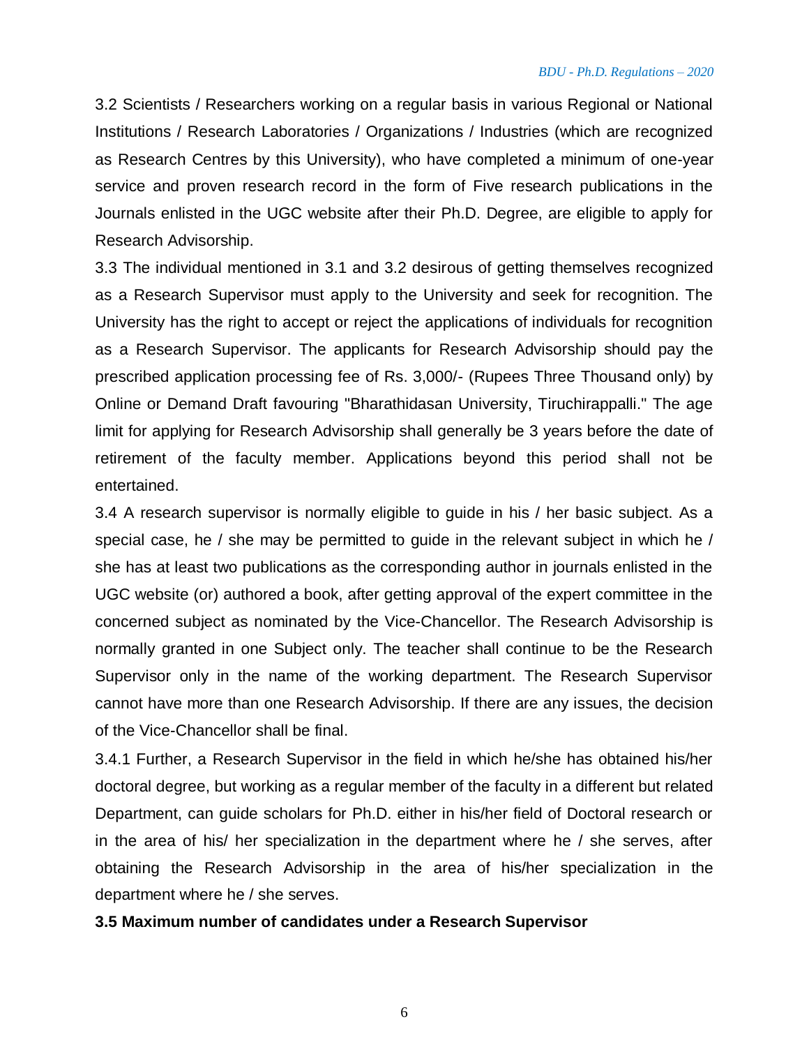3.2 Scientists / Researchers working on a regular basis in various Regional or National Institutions / Research Laboratories / Organizations / Industries (which are recognized as Research Centres by this University), who have completed a minimum of one-year service and proven research record in the form of Five research publications in the Journals enlisted in the UGC website after their Ph.D. Degree, are eligible to apply for Research Advisorship.

3.3 The individual mentioned in 3.1 and 3.2 desirous of getting themselves recognized as a Research Supervisor must apply to the University and seek for recognition. The University has the right to accept or reject the applications of individuals for recognition as a Research Supervisor. The applicants for Research Advisorship should pay the prescribed application processing fee of Rs. 3,000/- (Rupees Three Thousand only) by Online or Demand Draft favouring "Bharathidasan University, Tiruchirappalli." The age limit for applying for Research Advisorship shall generally be 3 years before the date of retirement of the faculty member. Applications beyond this period shall not be entertained.

3.4 A research supervisor is normally eligible to guide in his / her basic subject. As a special case, he / she may be permitted to guide in the relevant subject in which he / she has at least two publications as the corresponding author in journals enlisted in the UGC website (or) authored a book, after getting approval of the expert committee in the concerned subject as nominated by the Vice-Chancellor. The Research Advisorship is normally granted in one Subject only. The teacher shall continue to be the Research Supervisor only in the name of the working department. The Research Supervisor cannot have more than one Research Advisorship. If there are any issues, the decision of the Vice-Chancellor shall be final.

3.4.1 Further, a Research Supervisor in the field in which he/she has obtained his/her doctoral degree, but working as a regular member of the faculty in a different but related Department, can guide scholars for Ph.D. either in his/her field of Doctoral research or in the area of his/ her specialization in the department where he / she serves, after obtaining the Research Advisorship in the area of his/her specialization in the department where he / she serves.

**3.5 Maximum number of candidates under a Research Supervisor**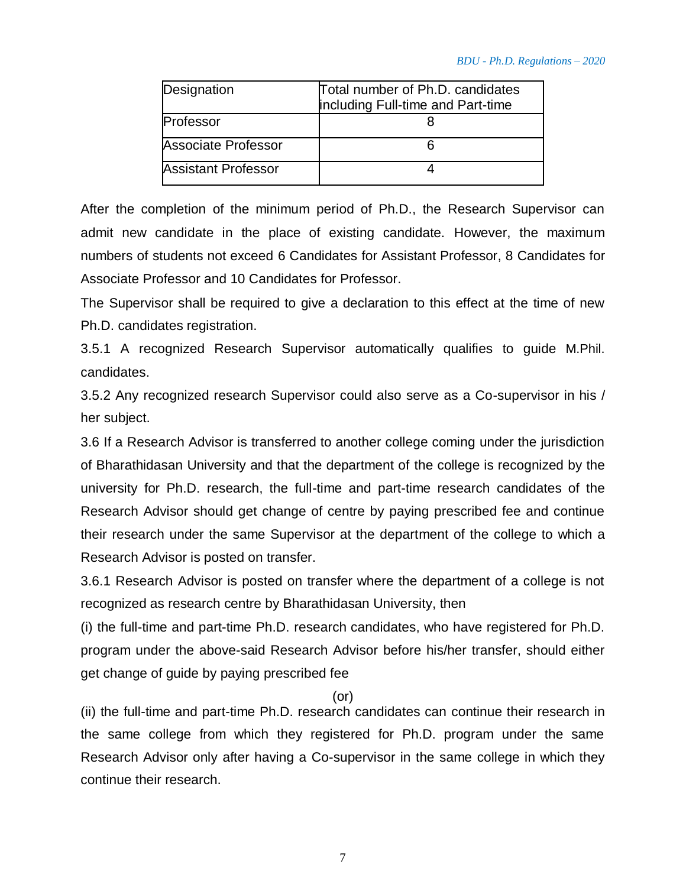| Designation | Total number of Ph.D. candidates including Full-time and Part-time |
|---|---|
| Professor | 8 |
| Associate Professor | 6 |
| Assistant Professor | 4 |

After the completion of the minimum period of Ph.D., the Research Supervisor can admit new candidate in the place of existing candidate. However, the maximum numbers of students not exceed 6 Candidates for Assistant Professor, 8 Candidates for Associate Professor and 10 Candidates for Professor.

The Supervisor shall be required to give a declaration to this effect at the time of new Ph.D. candidates registration.

3.5.1 A recognized Research Supervisor automatically qualifies to guide M.Phil. candidates.

3.5.2 Any recognized research Supervisor could also serve as a Co-supervisor in his / her subject.

3.6 If a Research Advisor is transferred to another college coming under the jurisdiction of Bharathidasan University and that the department of the college is recognized by the university for Ph.D. research, the full-time and part-time research candidates of the Research Advisor should get change of centre by paying prescribed fee and continue their research under the same Supervisor at the department of the college to which a Research Advisor is posted on transfer.

3.6.1 Research Advisor is posted on transfer where the department of a college is not recognized as research centre by Bharathidasan University, then

(i) the full-time and part-time Ph.D. research candidates, who have registered for Ph.D. program under the above-said Research Advisor before his/her transfer, should either get change of guide by paying prescribed fee

(or)

(ii) the full-time and part-time Ph.D. research candidates can continue their research in the same college from which they registered for Ph.D. program under the same Research Advisor only after having a Co-supervisor in the same college in which they continue their research.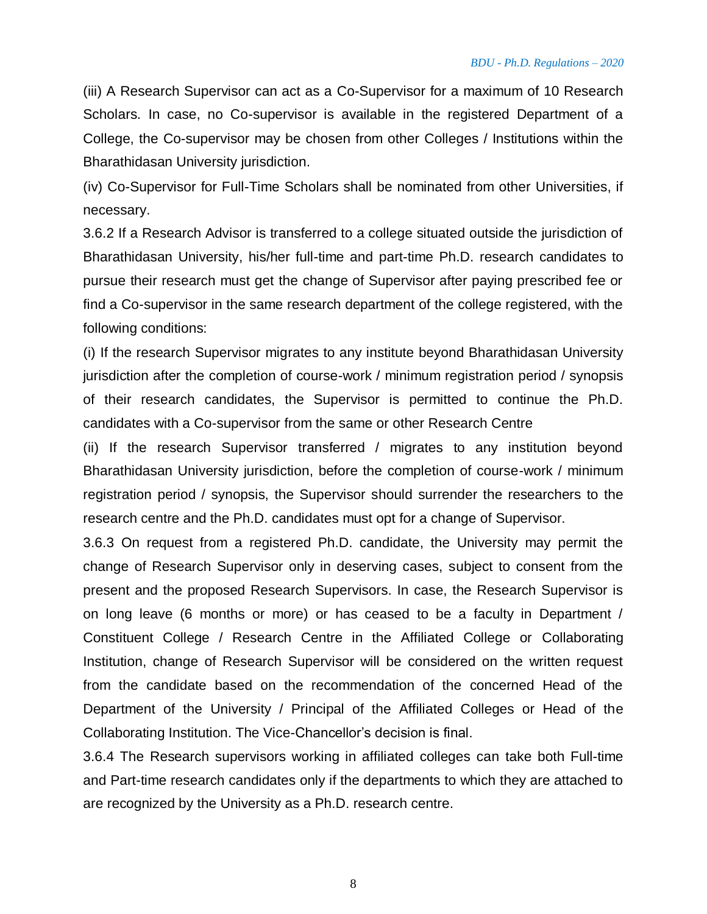(iii) A Research Supervisor can act as a Co-Supervisor for a maximum of 10 Research Scholars. In case, no Co-supervisor is available in the registered Department of a College, the Co-supervisor may be chosen from other Colleges / Institutions within the Bharathidasan University jurisdiction.

(iv) Co-Supervisor for Full-Time Scholars shall be nominated from other Universities, if necessary.

3.6.2 If a Research Advisor is transferred to a college situated outside the jurisdiction of Bharathidasan University, his/her full-time and part-time Ph.D. research candidates to pursue their research must get the change of Supervisor after paying prescribed fee or find a Co-supervisor in the same research department of the college registered, with the following conditions:

(i) If the research Supervisor migrates to any institute beyond Bharathidasan University jurisdiction after the completion of course-work / minimum registration period / synopsis of their research candidates, the Supervisor is permitted to continue the Ph.D. candidates with a Co-supervisor from the same or other Research Centre

(ii) If the research Supervisor transferred / migrates to any institution beyond Bharathidasan University jurisdiction, before the completion of course-work / minimum registration period / synopsis, the Supervisor should surrender the researchers to the research centre and the Ph.D. candidates must opt for a change of Supervisor.

3.6.3 On request from a registered Ph.D. candidate, the University may permit the change of Research Supervisor only in deserving cases, subject to consent from the present and the proposed Research Supervisors. In case, the Research Supervisor is on long leave (6 months or more) or has ceased to be a faculty in Department / Constituent College / Research Centre in the Affiliated College or Collaborating Institution, change of Research Supervisor will be considered on the written request from the candidate based on the recommendation of the concerned Head of the Department of the University / Principal of the Affiliated Colleges or Head of the Collaborating Institution. The Vice-Chancellor's decision is final.

3.6.4 The Research supervisors working in affiliated colleges can take both Full-time and Part-time research candidates only if the departments to which they are attached to are recognized by the University as a Ph.D. research centre.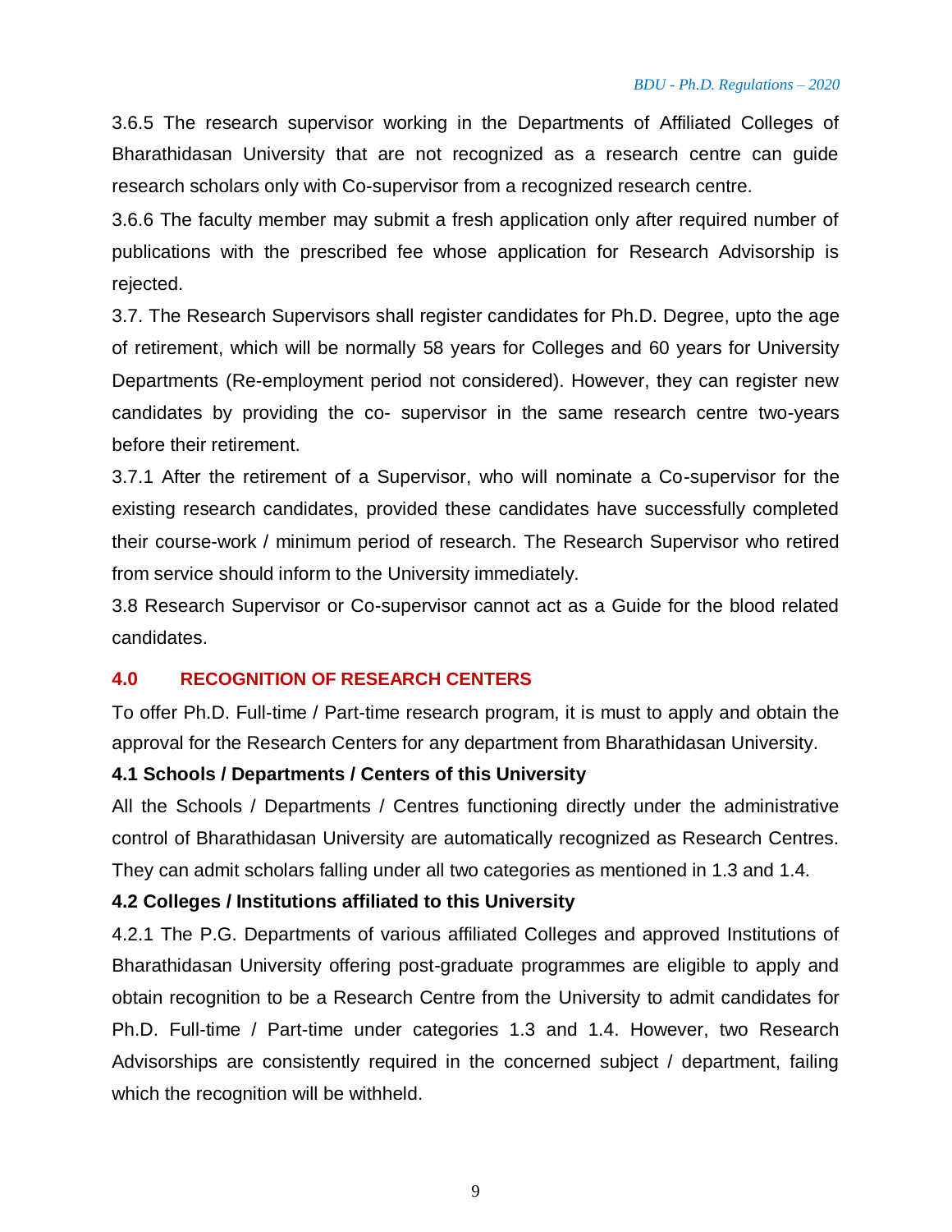3.6.5 The research supervisor working in the Departments of Affiliated Colleges of Bharathidasan University that are not recognized as a research centre can guide research scholars only with Co-supervisor from a recognized research centre.

3.6.6 The faculty member may submit a fresh application only after required number of publications with the prescribed fee whose application for Research Advisorship is rejected.

3.7. The Research Supervisors shall register candidates for Ph.D. Degree, upto the age of retirement, which will be normally 58 years for Colleges and 60 years for University Departments (Re-employment period not considered). However, they can register new candidates by providing the co- supervisor in the same research centre two-years before their retirement.

3.7.1 After the retirement of a Supervisor, who will nominate a Co-supervisor for the existing research candidates, provided these candidates have successfully completed their course-work / minimum period of research. The Research Supervisor who retired from service should inform to the University immediately.

3.8 Research Supervisor or Co-supervisor cannot act as a Guide for the blood related candidates.

## 4.0 RECOGNITION OF RESEARCH CENTERS

To offer Ph.D. Full-time / Part-time research program, it is must to apply and obtain the approval for the Research Centers for any department from Bharathidasan University.

### 4.1 Schools / Departments / Centers of this University

All the Schools / Departments / Centres functioning directly under the administrative control of Bharathidasan University are automatically recognized as Research Centres. They can admit scholars falling under all two categories as mentioned in 1.3 and 1.4.

### 4.2 Colleges / Institutions affiliated to this University

4.2.1 The P.G. Departments of various affiliated Colleges and approved Institutions of Bharathidasan University offering post-graduate programmes are eligible to apply and obtain recognition to be a Research Centre from the University to admit candidates for Ph.D. Full-time / Part-time under categories 1.3 and 1.4. However, two Research Advisorships are consistently required in the concerned subject / department, failing which the recognition will be withheld.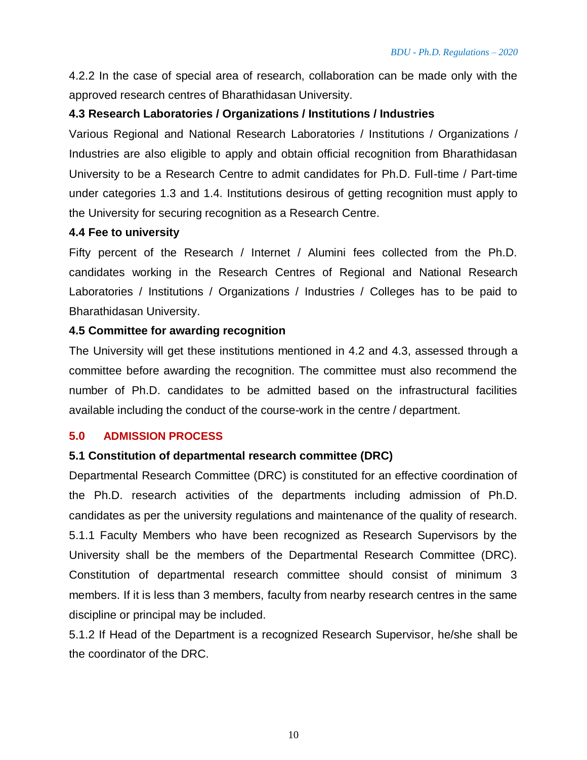4.2.2 In the case of special area of research, collaboration can be made only with the approved research centres of Bharathidasan University.

### 4.3 Research Laboratories / Organizations / Institutions / Industries

Various Regional and National Research Laboratories / Institutions / Organizations / Industries are also eligible to apply and obtain official recognition from Bharathidasan University to be a Research Centre to admit candidates for Ph.D. Full-time / Part-time under categories 1.3 and 1.4. Institutions desirous of getting recognition must apply to the University for securing recognition as a Research Centre.

### 4.4 Fee to university

Fifty percent of the Research / Internet / Alumini fees collected from the Ph.D. candidates working in the Research Centres of Regional and National Research Laboratories / Institutions / Organizations / Industries / Colleges has to be paid to Bharathidasan University.

### 4.5 Committee for awarding recognition

The University will get these institutions mentioned in 4.2 and 4.3, assessed through a committee before awarding the recognition. The committee must also recommend the number of Ph.D. candidates to be admitted based on the infrastructural facilities available including the conduct of the course-work in the centre / department.

## 5.0 ADMISSION PROCESS

### 5.1 Constitution of departmental research committee (DRC)

Departmental Research Committee (DRC) is constituted for an effective coordination of the Ph.D. research activities of the departments including admission of Ph.D. candidates as per the university regulations and maintenance of the quality of research.

5.1.1 Faculty Members who have been recognized as Research Supervisors by the University shall be the members of the Departmental Research Committee (DRC). Constitution of departmental research committee should consist of minimum 3 members. If it is less than 3 members, faculty from nearby research centres in the same discipline or principal may be included.

5.1.2 If Head of the Department is a recognized Research Supervisor, he/she shall be the coordinator of the DRC.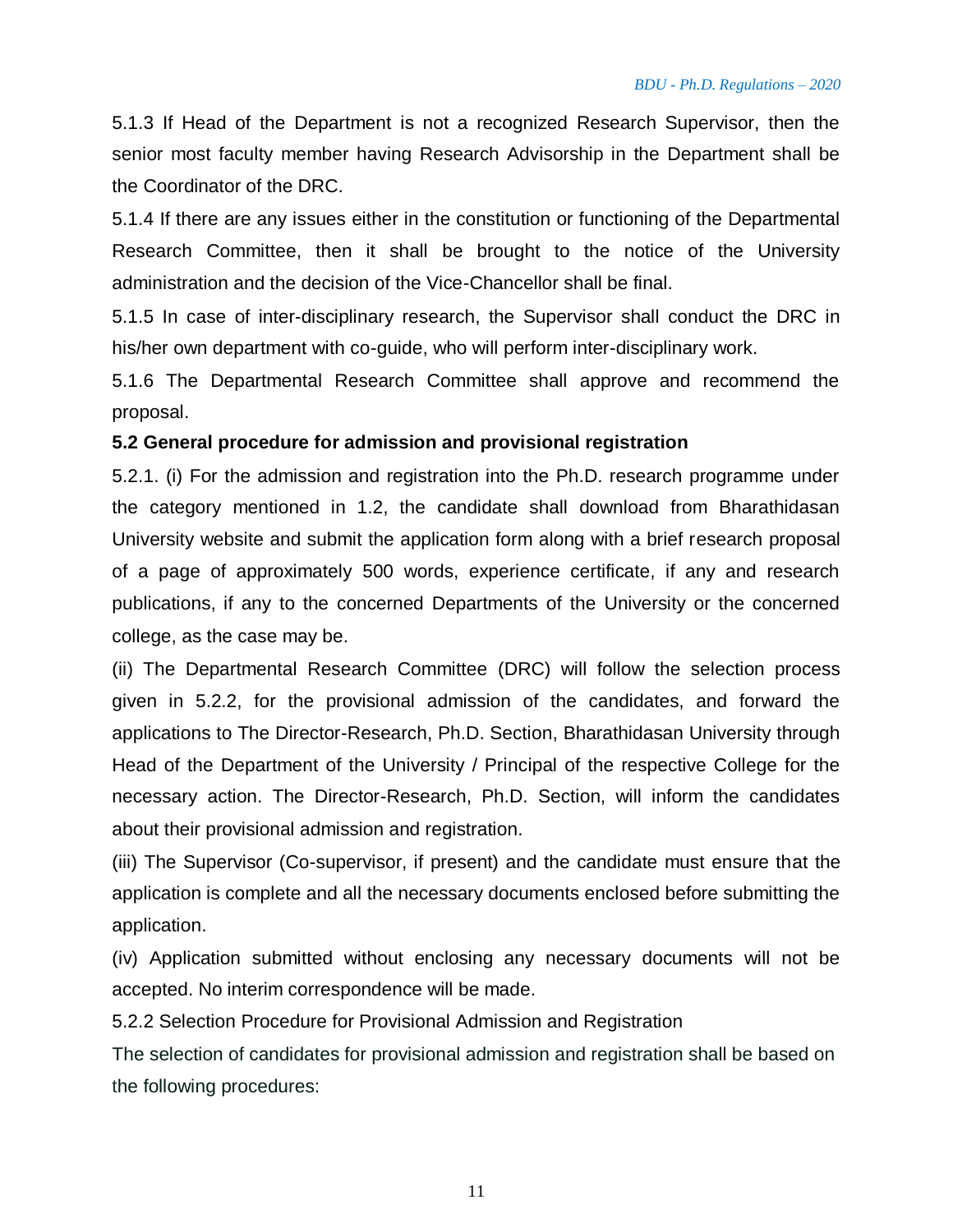5.1.3 If Head of the Department is not a recognized Research Supervisor, then the senior most faculty member having Research Advisorship in the Department shall be the Coordinator of the DRC.

5.1.4 If there are any issues either in the constitution or functioning of the Departmental Research Committee, then it shall be brought to the notice of the University administration and the decision of the Vice-Chancellor shall be final.

5.1.5 In case of inter-disciplinary research, the Supervisor shall conduct the DRC in his/her own department with co-guide, who will perform inter-disciplinary work.

5.1.6 The Departmental Research Committee shall approve and recommend the proposal.

**5.2 General procedure for admission and provisional registration**

5.2.1. (i) For the admission and registration into the Ph.D. research programme under the category mentioned in 1.2, the candidate shall download from Bharathidasan University website and submit the application form along with a brief research proposal of a page of approximately 500 words, experience certificate, if any and research publications, if any to the concerned Departments of the University or the concerned college, as the case may be.

(ii) The Departmental Research Committee (DRC) will follow the selection process given in 5.2.2, for the provisional admission of the candidates, and forward the applications to The Director-Research, Ph.D. Section, Bharathidasan University through Head of the Department of the University / Principal of the respective College for the necessary action. The Director-Research, Ph.D. Section, will inform the candidates about their provisional admission and registration.

(iii) The Supervisor (Co-supervisor, if present) and the candidate must ensure that the application is complete and all the necessary documents enclosed before submitting the application.

(iv) Application submitted without enclosing any necessary documents will not be accepted. No interim correspondence will be made.

5.2.2 Selection Procedure for Provisional Admission and Registration

The selection of candidates for provisional admission and registration shall be based on the following procedures: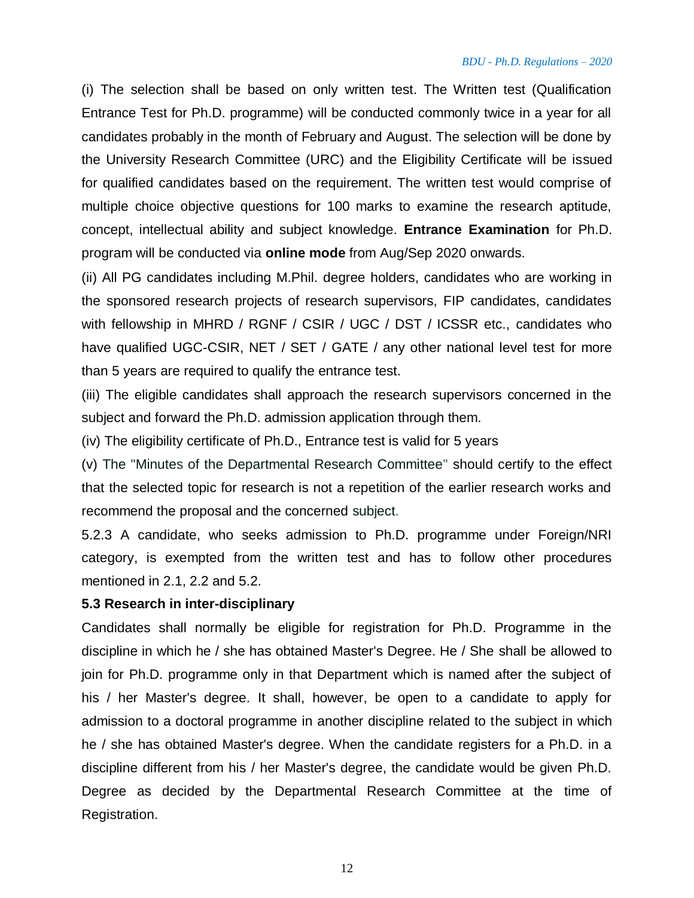(i) The selection shall be based on only written test. The Written test (Qualification Entrance Test for Ph.D. programme) will be conducted commonly twice in a year for all candidates probably in the month of February and August. The selection will be done by the University Research Committee (URC) and the Eligibility Certificate will be issued for qualified candidates based on the requirement. The written test would comprise of multiple choice objective questions for 100 marks to examine the research aptitude, concept, intellectual ability and subject knowledge. **Entrance Examination** for Ph.D. program will be conducted via **online mode** from Aug/Sep 2020 onwards.

(ii) All PG candidates including M.Phil. degree holders, candidates who are working in the sponsored research projects of research supervisors, FIP candidates, candidates with fellowship in MHRD / RGNF / CSIR / UGC / DST / ICSSR etc., candidates who have qualified UGC-CSIR, NET / SET / GATE / any other national level test for more than 5 years are required to qualify the entrance test.

(iii) The eligible candidates shall approach the research supervisors concerned in the subject and forward the Ph.D. admission application through them.

(iv) The eligibility certificate of Ph.D., Entrance test is valid for 5 years

(v) The "Minutes of the Departmental Research Committee" should certify to the effect that the selected topic for research is not a repetition of the earlier research works and recommend the proposal and the concerned subject.

5.2.3 A candidate, who seeks admission to Ph.D. programme under Foreign/NRI category, is exempted from the written test and has to follow other procedures mentioned in 2.1, 2.2 and 5.2.

**5.3 Research in inter-disciplinary**

Candidates shall normally be eligible for registration for Ph.D. Programme in the discipline in which he / she has obtained Master's Degree. He / She shall be allowed to join for Ph.D. programme only in that Department which is named after the subject of his / her Master's degree. It shall, however, be open to a candidate to apply for admission to a doctoral programme in another discipline related to the subject in which he / she has obtained Master's degree. When the candidate registers for a Ph.D. in a discipline different from his / her Master's degree, the candidate would be given Ph.D. Degree as decided by the Departmental Research Committee at the time of Registration.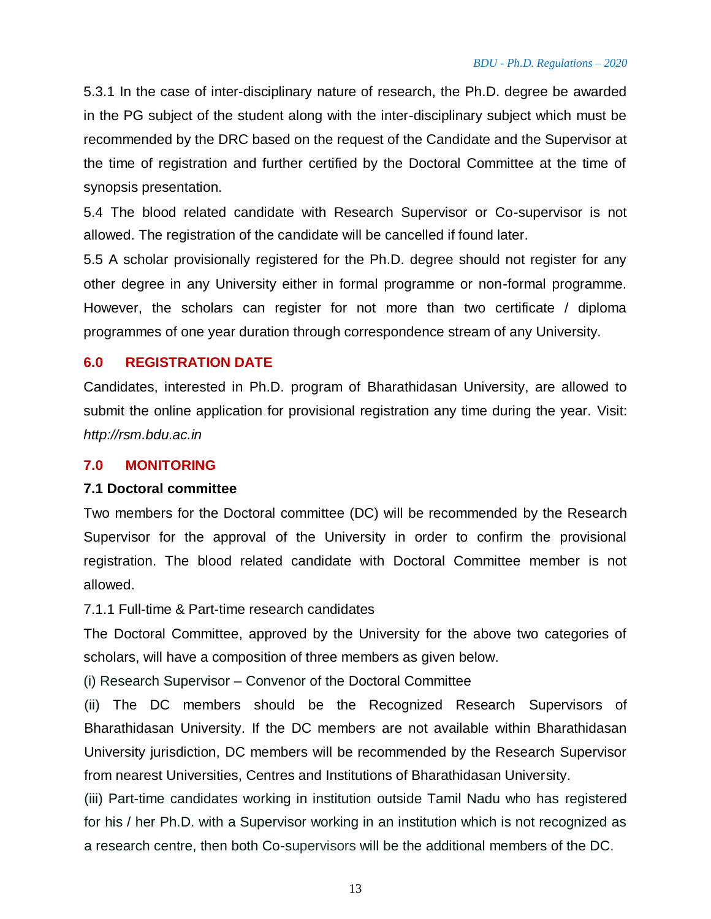5.3.1 In the case of inter-disciplinary nature of research, the Ph.D. degree be awarded in the PG subject of the student along with the inter-disciplinary subject which must be recommended by the DRC based on the request of the Candidate and the Supervisor at the time of registration and further certified by the Doctoral Committee at the time of synopsis presentation.

5.4 The blood related candidate with Research Supervisor or Co-supervisor is not allowed. The registration of the candidate will be cancelled if found later.

5.5 A scholar provisionally registered for the Ph.D. degree should not register for any other degree in any University either in formal programme or non-formal programme. However, the scholars can register for not more than two certificate / diploma programmes of one year duration through correspondence stream of any University.

## 6.0 REGISTRATION DATE

Candidates, interested in Ph.D. program of Bharathidasan University, are allowed to submit the online application for provisional registration any time during the year. Visit: *http://rsm.bdu.ac.in*

## 7.0 MONITORING

### 7.1 Doctoral committee

Two members for the Doctoral committee (DC) will be recommended by the Research Supervisor for the approval of the University in order to confirm the provisional registration. The blood related candidate with Doctoral Committee member is not allowed.

7.1.1 Full-time & Part-time research candidates

The Doctoral Committee, approved by the University for the above two categories of scholars, will have a composition of three members as given below.

(i) Research Supervisor – Convenor of the Doctoral Committee

(ii) The DC members should be the Recognized Research Supervisors of Bharathidasan University. If the DC members are not available within Bharathidasan University jurisdiction, DC members will be recommended by the Research Supervisor from nearest Universities, Centres and Institutions of Bharathidasan University.

(iii) Part-time candidates working in institution outside Tamil Nadu who has registered for his / her Ph.D. with a Supervisor working in an institution which is not recognized as a research centre, then both Co-supervisors will be the additional members of the DC.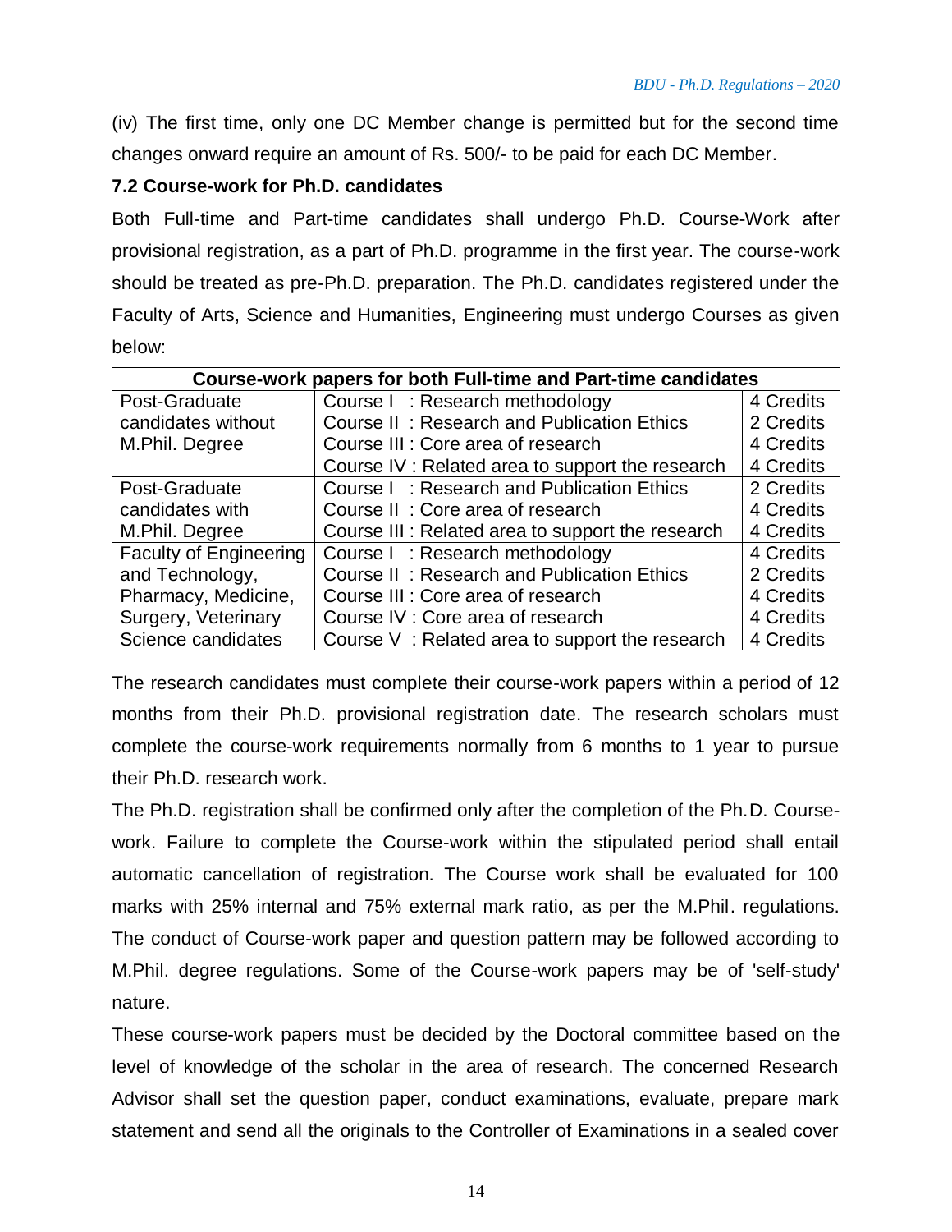(iv) The first time, only one DC Member change is permitted but for the second time changes onward require an amount of Rs. 500/- to be paid for each DC Member.

### 7.2 Course-work for Ph.D. candidates

Both Full-time and Part-time candidates shall undergo Ph.D. Course-Work after provisional registration, as a part of Ph.D. programme in the first year. The course-work should be treated as pre-Ph.D. preparation. The Ph.D. candidates registered under the Faculty of Arts, Science and Humanities, Engineering must undergo Courses as given below:

| Course-work papers for both Full-time and Part-time candidates | | |
|---|---|---|
| Post-Graduate candidates without M.Phil. Degree | Course I : Research methodology | 4 Credits |
| | Course II : Research and Publication Ethics | 2 Credits |
| | Course III : Core area of research | 4 Credits |
| | Course IV : Related area to support the research | 4 Credits |
| Post-Graduate candidates with M.Phil. Degree | Course I : Research and Publication Ethics | 2 Credits |
| | Course II : Core area of research | 4 Credits |
| | Course III : Related area to support the research | 4 Credits |
| Faculty of Engineering and Technology, Pharmacy, Medicine, Surgery, Veterinary Science candidates | Course I : Research methodology | 4 Credits |
| | Course II : Research and Publication Ethics | 2 Credits |
| | Course III : Core area of research | 4 Credits |
| | Course IV : Core area of research | 4 Credits |
| | Course V : Related area to support the research | 4 Credits |

The research candidates must complete their course-work papers within a period of 12 months from their Ph.D. provisional registration date. The research scholars must complete the course-work requirements normally from 6 months to 1 year to pursue their Ph.D. research work.

The Ph.D. registration shall be confirmed only after the completion of the Ph.D. Course-work. Failure to complete the Course-work within the stipulated period shall entail automatic cancellation of registration. The Course work shall be evaluated for 100 marks with 25% internal and 75% external mark ratio, as per the M.Phil. regulations. The conduct of Course-work paper and question pattern may be followed according to M.Phil. degree regulations. Some of the Course-work papers may be of 'self-study' nature.

These course-work papers must be decided by the Doctoral committee based on the level of knowledge of the scholar in the area of research. The concerned Research Advisor shall set the question paper, conduct examinations, evaluate, prepare mark statement and send all the originals to the Controller of Examinations in a sealed cover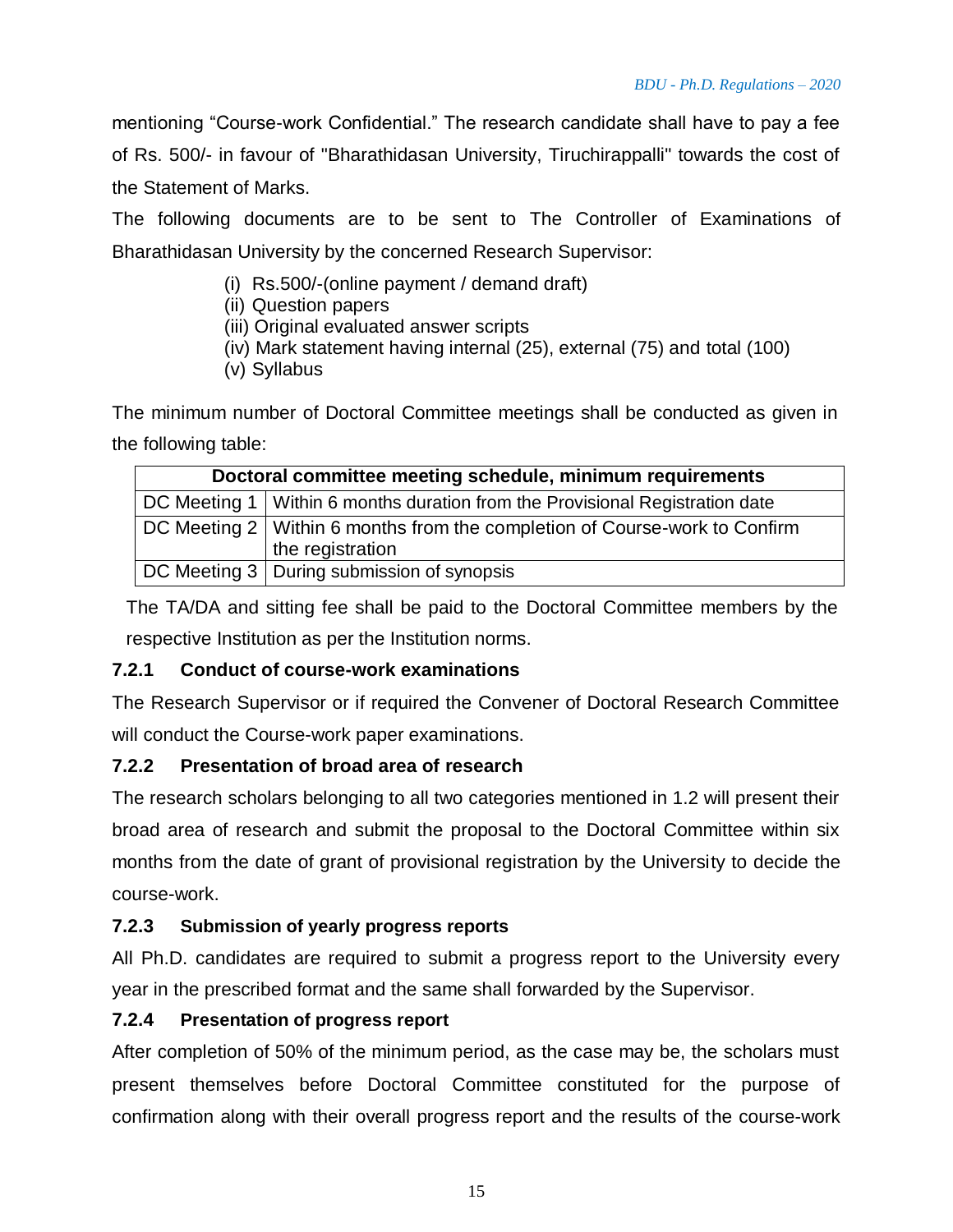mentioning “Course-work Confidential.” The research candidate shall have to pay a fee of Rs. 500/- in favour of "Bharathidasan University, Tiruchirappalli" towards the cost of the Statement of Marks.

The following documents are to be sent to The Controller of Examinations of Bharathidasan University by the concerned Research Supervisor:

(i) Rs.500/-(online payment / demand draft)
(ii) Question papers
(iii) Original evaluated answer scripts
(iv) Mark statement having internal (25), external (75) and total (100)
(v) Syllabus

The minimum number of Doctoral Committee meetings shall be conducted as given in the following table:

| Doctoral committee meeting schedule, minimum requirements | |
|---|---|
| DC Meeting 1 | Within 6 months duration from the Provisional Registration date |
| DC Meeting 2 | Within 6 months from the completion of Course-work to Confirm the registration |
| DC Meeting 3 | During submission of synopsis |

The TA/DA and sitting fee shall be paid to the Doctoral Committee members by the respective Institution as per the Institution norms.

### 7.2.1 Conduct of course-work examinations

The Research Supervisor or if required the Convener of Doctoral Research Committee will conduct the Course-work paper examinations.

### 7.2.2 Presentation of broad area of research

The research scholars belonging to all two categories mentioned in 1.2 will present their broad area of research and submit the proposal to the Doctoral Committee within six months from the date of grant of provisional registration by the University to decide the course-work.

### 7.2.3 Submission of yearly progress reports

All Ph.D. candidates are required to submit a progress report to the University every year in the prescribed format and the same shall forwarded by the Supervisor.

### 7.2.4 Presentation of progress report

After completion of 50% of the minimum period, as the case may be, the scholars must present themselves before Doctoral Committee constituted for the purpose of confirmation along with their overall progress report and the results of the course-work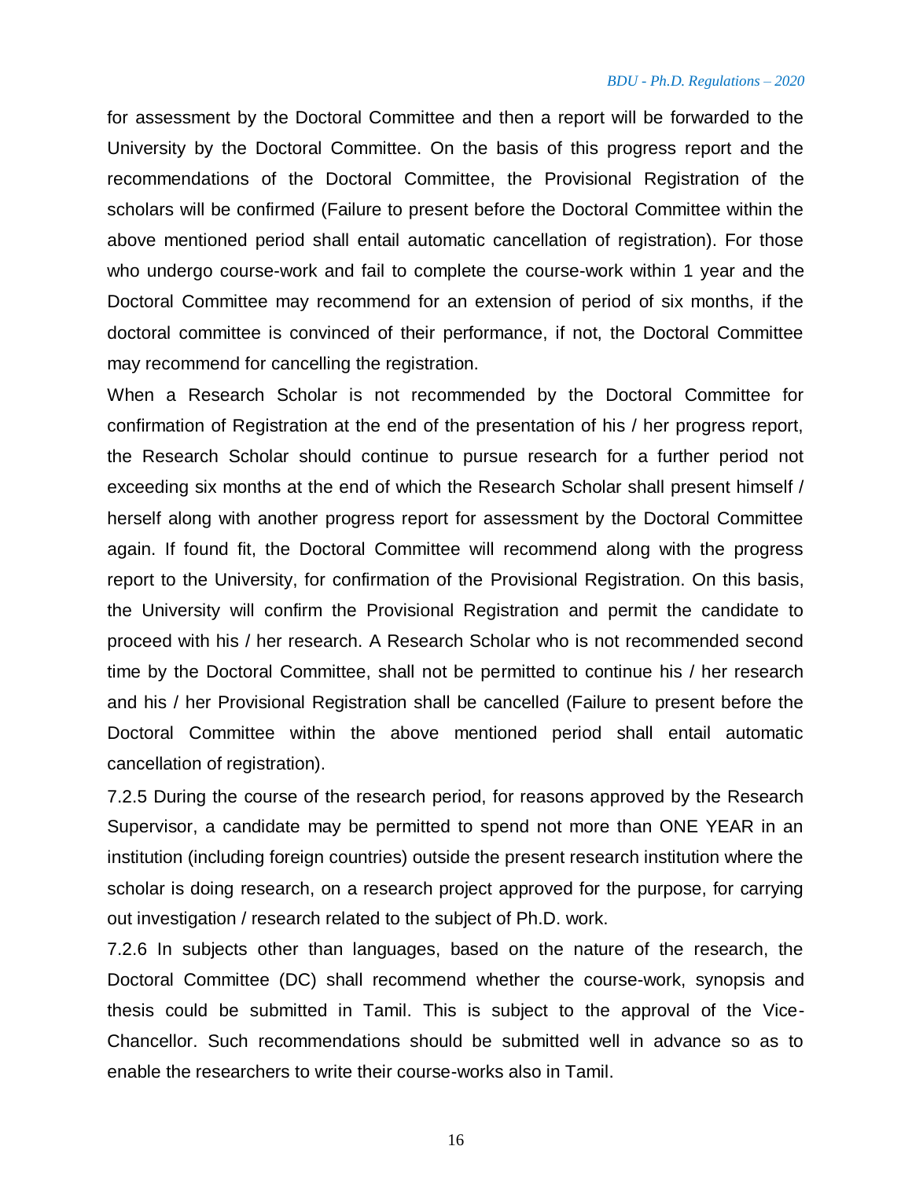for assessment by the Doctoral Committee and then a report will be forwarded to the University by the Doctoral Committee. On the basis of this progress report and the recommendations of the Doctoral Committee, the Provisional Registration of the scholars will be confirmed (Failure to present before the Doctoral Committee within the above mentioned period shall entail automatic cancellation of registration). For those who undergo course-work and fail to complete the course-work within 1 year and the Doctoral Committee may recommend for an extension of period of six months, if the doctoral committee is convinced of their performance, if not, the Doctoral Committee may recommend for cancelling the registration.

When a Research Scholar is not recommended by the Doctoral Committee for confirmation of Registration at the end of the presentation of his / her progress report, the Research Scholar should continue to pursue research for a further period not exceeding six months at the end of which the Research Scholar shall present himself / herself along with another progress report for assessment by the Doctoral Committee again. If found fit, the Doctoral Committee will recommend along with the progress report to the University, for confirmation of the Provisional Registration. On this basis, the University will confirm the Provisional Registration and permit the candidate to proceed with his / her research. A Research Scholar who is not recommended second time by the Doctoral Committee, shall not be permitted to continue his / her research and his / her Provisional Registration shall be cancelled (Failure to present before the Doctoral Committee within the above mentioned period shall entail automatic cancellation of registration).

7.2.5 During the course of the research period, for reasons approved by the Research Supervisor, a candidate may be permitted to spend not more than ONE YEAR in an institution (including foreign countries) outside the present research institution where the scholar is doing research, on a research project approved for the purpose, for carrying out investigation / research related to the subject of Ph.D. work.

7.2.6 In subjects other than languages, based on the nature of the research, the Doctoral Committee (DC) shall recommend whether the course-work, synopsis and thesis could be submitted in Tamil. This is subject to the approval of the Vice-Chancellor. Such recommendations should be submitted well in advance so as to enable the researchers to write their course-works also in Tamil.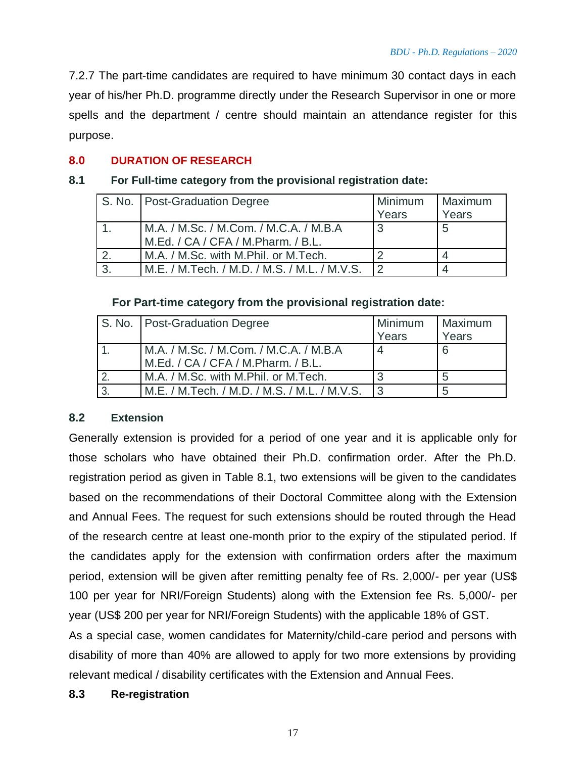7.2.7 The part-time candidates are required to have minimum 30 contact days in each year of his/her Ph.D. programme directly under the Research Supervisor in one or more spells and the department / centre should maintain an attendance register for this purpose.

## 8.0 DURATION OF RESEARCH

### 8.1 For Full-time category from the provisional registration date:

| S. No. | Post-Graduation Degree | Minimum Years | Maximum Years |
|---|---|---|---|
| 1. | M.A. / M.Sc. / M.Com. / M.C.A. / M.B.A M.Ed. / CA / CFA / M.Pharm. / B.L. | 3 | 5 |
| 2. | M.A. / M.Sc. with M.Phil. or M.Tech. | 2 | 4 |
| 3. | M.E. / M.Tech. / M.D. / M.S. / M.L. / M.V.S. | 2 | 4 |

**For Part-time category from the provisional registration date:**

| S. No. | Post-Graduation Degree | Minimum Years | Maximum Years |
|---|---|---|---|
| 1. | M.A. / M.Sc. / M.Com. / M.C.A. / M.B.A M.Ed. / CA / CFA / M.Pharm. / B.L. | 4 | 6 |
| 2. | M.A. / M.Sc. with M.Phil. or M.Tech. | 3 | 5 |
| 3. | M.E. / M.Tech. / M.D. / M.S. / M.L. / M.V.S. | 3 | 5 |

### 8.2 Extension

Generally extension is provided for a period of one year and it is applicable only for those scholars who have obtained their Ph.D. confirmation order. After the Ph.D. registration period as given in Table 8.1, two extensions will be given to the candidates based on the recommendations of their Doctoral Committee along with the Extension and Annual Fees. The request for such extensions should be routed through the Head of the research centre at least one-month prior to the expiry of the stipulated period. If the candidates apply for the extension with confirmation orders after the maximum period, extension will be given after remitting penalty fee of Rs. 2,000/- per year (US$ 100 per year for NRI/Foreign Students) along with the Extension fee Rs. 5,000/- per year (US$ 200 per year for NRI/Foreign Students) with the applicable 18% of GST.

As a special case, women candidates for Maternity/child-care period and persons with disability of more than 40% are allowed to apply for two more extensions by providing relevant medical / disability certificates with the Extension and Annual Fees.

### 8.3 Re-registration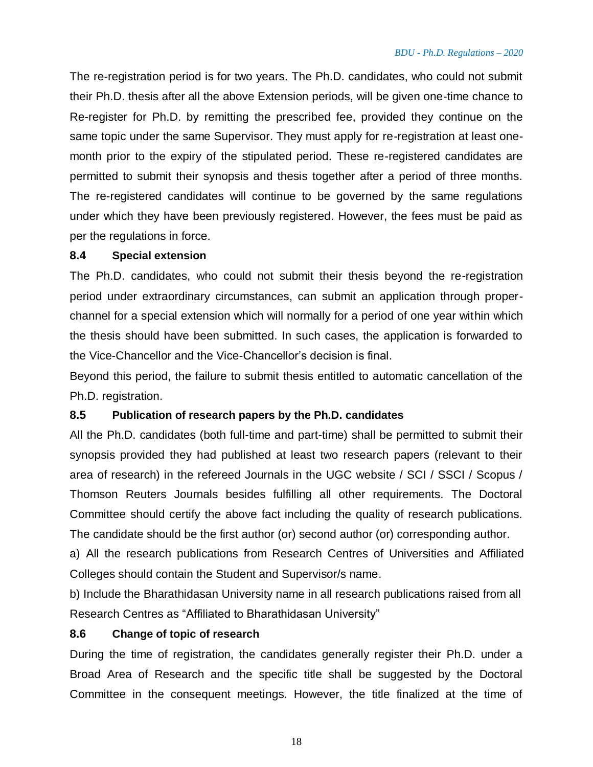The re-registration period is for two years. The Ph.D. candidates, who could not submit their Ph.D. thesis after all the above Extension periods, will be given one-time chance to Re-register for Ph.D. by remitting the prescribed fee, provided they continue on the same topic under the same Supervisor. They must apply for re-registration at least one-month prior to the expiry of the stipulated period. These re-registered candidates are permitted to submit their synopsis and thesis together after a period of three months. The re-registered candidates will continue to be governed by the same regulations under which they have been previously registered. However, the fees must be paid as per the regulations in force.

### 8.4 Special extension

The Ph.D. candidates, who could not submit their thesis beyond the re-registration period under extraordinary circumstances, can submit an application through proper-channel for a special extension which will normally for a period of one year within which the thesis should have been submitted. In such cases, the application is forwarded to the Vice-Chancellor and the Vice-Chancellor's decision is final.

Beyond this period, the failure to submit thesis entitled to automatic cancellation of the Ph.D. registration.

### 8.5 Publication of research papers by the Ph.D. candidates

All the Ph.D. candidates (both full-time and part-time) shall be permitted to submit their synopsis provided they had published at least two research papers (relevant to their area of research) in the refereed Journals in the UGC website / SCI / SSCI / Scopus / Thomson Reuters Journals besides fulfilling all other requirements. The Doctoral Committee should certify the above fact including the quality of research publications. The candidate should be the first author (or) second author (or) corresponding author.

a) All the research publications from Research Centres of Universities and Affiliated Colleges should contain the Student and Supervisor/s name.

b) Include the Bharathidasan University name in all research publications raised from all Research Centres as "Affiliated to Bharathidasan University"

### 8.6 Change of topic of research

During the time of registration, the candidates generally register their Ph.D. under a Broad Area of Research and the specific title shall be suggested by the Doctoral Committee in the consequent meetings. However, the title finalized at the time of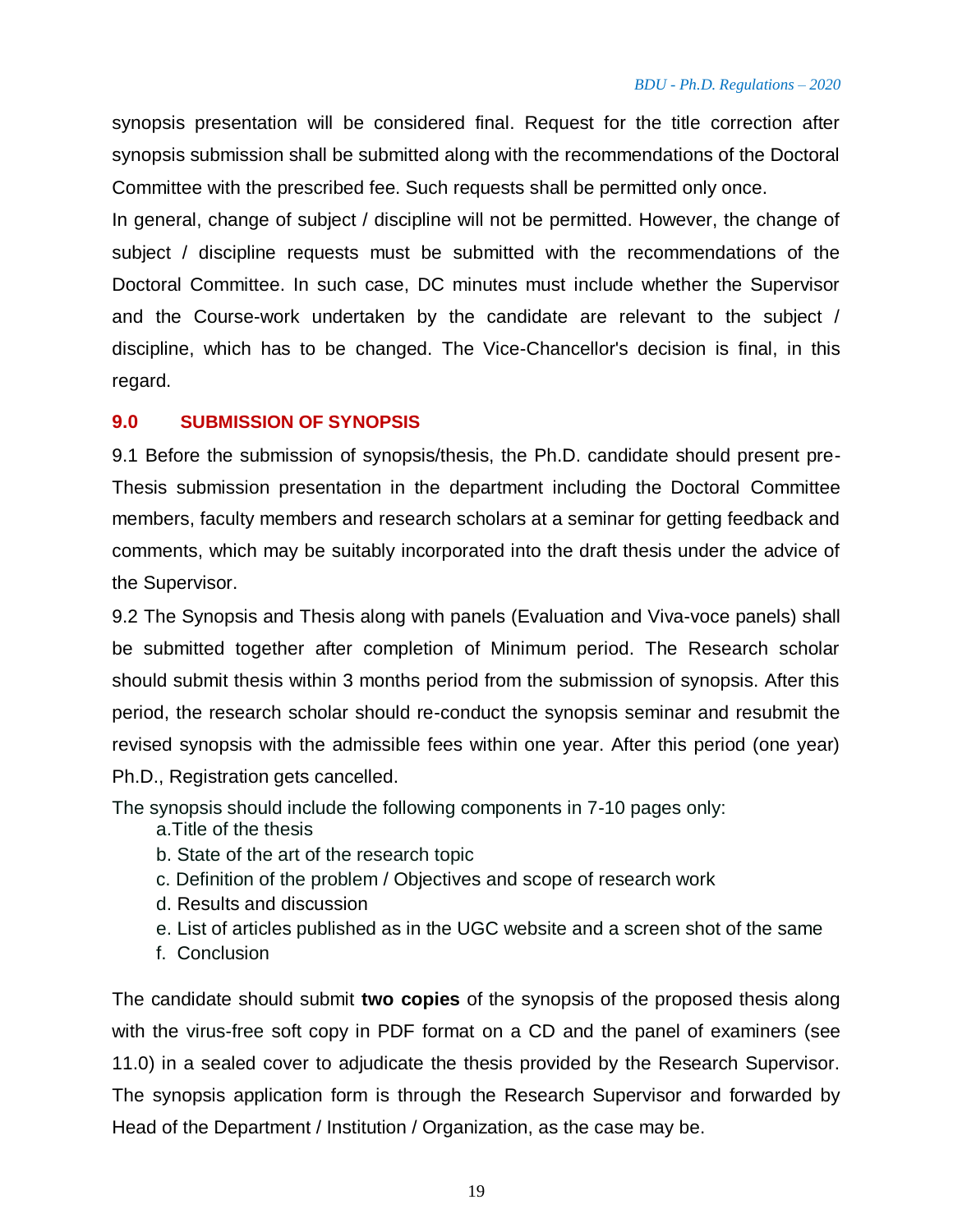synopsis presentation will be considered final. Request for the title correction after synopsis submission shall be submitted along with the recommendations of the Doctoral Committee with the prescribed fee. Such requests shall be permitted only once.

In general, change of subject / discipline will not be permitted. However, the change of subject / discipline requests must be submitted with the recommendations of the Doctoral Committee. In such case, DC minutes must include whether the Supervisor and the Course-work undertaken by the candidate are relevant to the subject / discipline, which has to be changed. The Vice-Chancellor's decision is final, in this regard.

## 9.0 SUBMISSION OF SYNOPSIS

9.1 Before the submission of synopsis/thesis, the Ph.D. candidate should present pre-Thesis submission presentation in the department including the Doctoral Committee members, faculty members and research scholars at a seminar for getting feedback and comments, which may be suitably incorporated into the draft thesis under the advice of the Supervisor.

9.2 The Synopsis and Thesis along with panels (Evaluation and Viva-voce panels) shall be submitted together after completion of Minimum period. The Research scholar should submit thesis within 3 months period from the submission of synopsis. After this period, the research scholar should re-conduct the synopsis seminar and resubmit the revised synopsis with the admissible fees within one year. After this period (one year) Ph.D., Registration gets cancelled.

The synopsis should include the following components in 7-10 pages only:

a. Title of the thesis
b. State of the art of the research topic
c. Definition of the problem / Objectives and scope of research work
d. Results and discussion
e. List of articles published as in the UGC website and a screen shot of the same
f. Conclusion

The candidate should submit **two copies** of the synopsis of the proposed thesis along with the virus-free soft copy in PDF format on a CD and the panel of examiners (see 11.0) in a sealed cover to adjudicate the thesis provided by the Research Supervisor. The synopsis application form is through the Research Supervisor and forwarded by Head of the Department / Institution / Organization, as the case may be.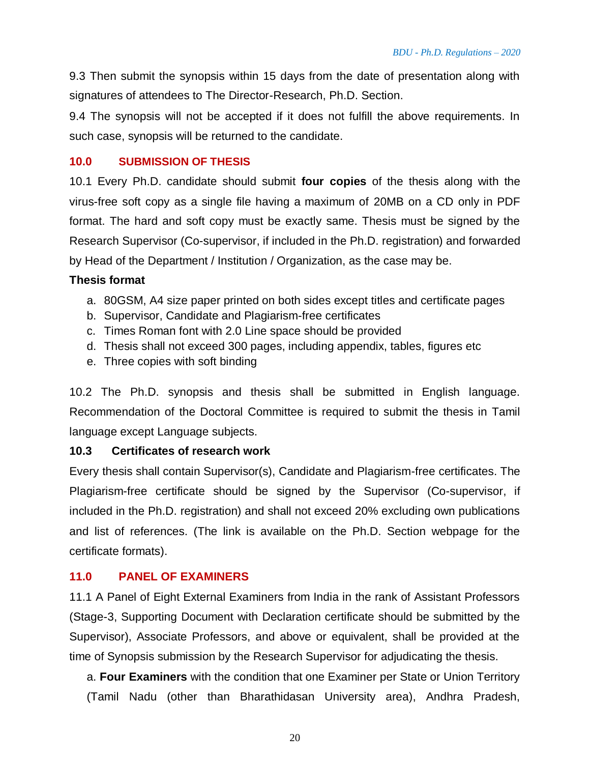9.3 Then submit the synopsis within 15 days from the date of presentation along with signatures of attendees to The Director-Research, Ph.D. Section.

9.4 The synopsis will not be accepted if it does not fulfill the above requirements. In such case, synopsis will be returned to the candidate.

## 10.0 SUBMISSION OF THESIS

10.1 Every Ph.D. candidate should submit **four copies** of the thesis along with the virus-free soft copy as a single file having a maximum of 20MB on a CD only in PDF format. The hard and soft copy must be exactly same. Thesis must be signed by the Research Supervisor (Co-supervisor, if included in the Ph.D. registration) and forwarded by Head of the Department / Institution / Organization, as the case may be.

**Thesis format**

a. 80GSM, A4 size paper printed on both sides except titles and certificate pages
b. Supervisor, Candidate and Plagiarism-free certificates
c. Times Roman font with 2.0 Line space should be provided
d. Thesis shall not exceed 300 pages, including appendix, tables, figures etc
e. Three copies with soft binding

10.2 The Ph.D. synopsis and thesis shall be submitted in English language. Recommendation of the Doctoral Committee is required to submit the thesis in Tamil language except Language subjects.

### 10.3 Certificates of research work

Every thesis shall contain Supervisor(s), Candidate and Plagiarism-free certificates. The Plagiarism-free certificate should be signed by the Supervisor (Co-supervisor, if included in the Ph.D. registration) and shall not exceed 20% excluding own publications and list of references. (The link is available on the Ph.D. Section webpage for the certificate formats).

## 11.0 PANEL OF EXAMINERS

11.1 A Panel of Eight External Examiners from India in the rank of Assistant Professors (Stage-3, Supporting Document with Declaration certificate should be submitted by the Supervisor), Associate Professors, and above or equivalent, shall be provided at the time of Synopsis submission by the Research Supervisor for adjudicating the thesis.

a. **Four Examiners** with the condition that one Examiner per State or Union Territory (Tamil Nadu (other than Bharathidasan University area), Andhra Pradesh,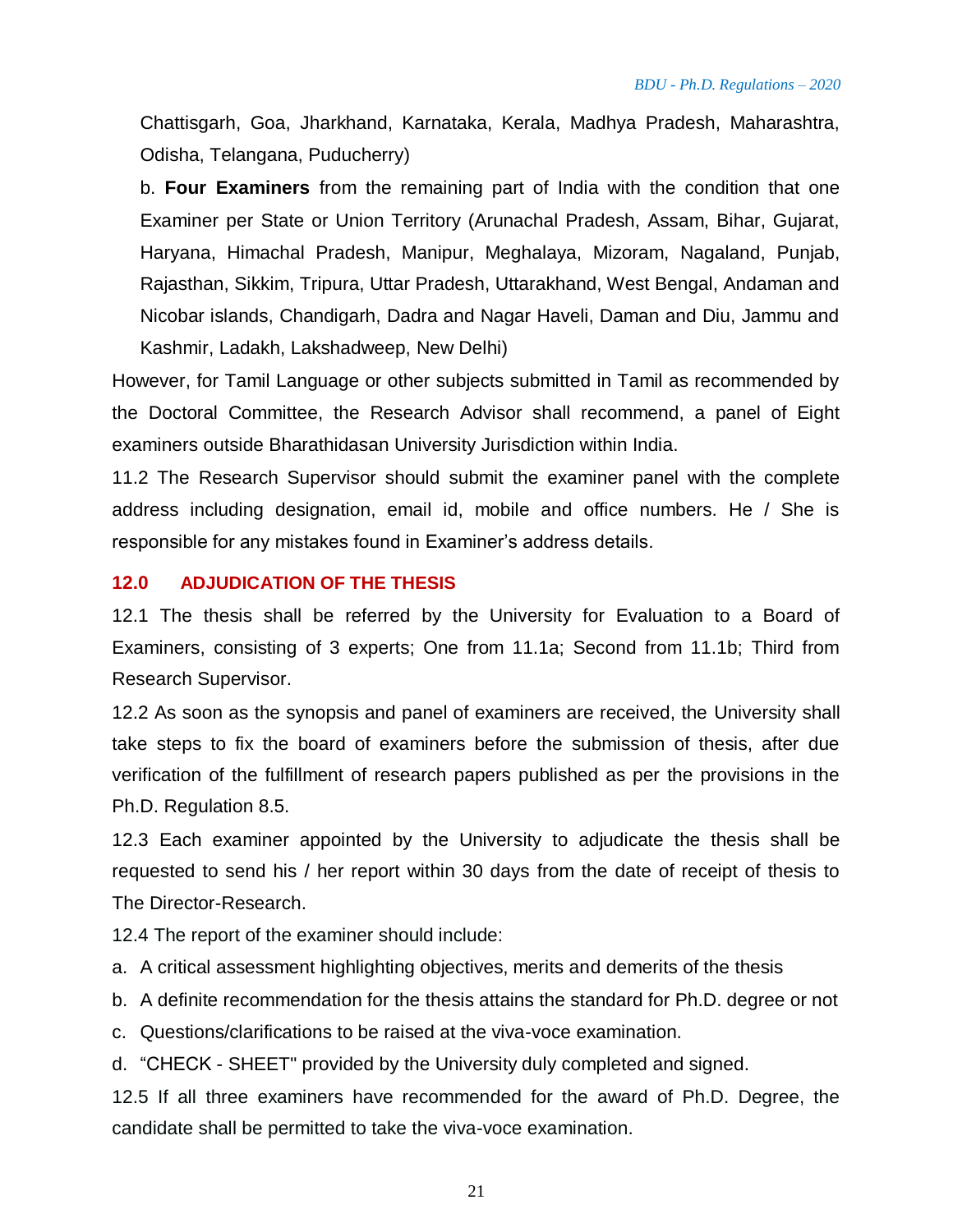Chattisgarh, Goa, Jharkhand, Karnataka, Kerala, Madhya Pradesh, Maharashtra, Odisha, Telangana, Puducherry)

b. **Four Examiners** from the remaining part of India with the condition that one Examiner per State or Union Territory (Arunachal Pradesh, Assam, Bihar, Gujarat, Haryana, Himachal Pradesh, Manipur, Meghalaya, Mizoram, Nagaland, Punjab, Rajasthan, Sikkim, Tripura, Uttar Pradesh, Uttarakhand, West Bengal, Andaman and Nicobar islands, Chandigarh, Dadra and Nagar Haveli, Daman and Diu, Jammu and Kashmir, Ladakh, Lakshadweep, New Delhi)

However, for Tamil Language or other subjects submitted in Tamil as recommended by the Doctoral Committee, the Research Advisor shall recommend, a panel of Eight examiners outside Bharathidasan University Jurisdiction within India.

11.2 The Research Supervisor should submit the examiner panel with the complete address including designation, email id, mobile and office numbers. He / She is responsible for any mistakes found in Examiner's address details.

## 12.0 ADJUDICATION OF THE THESIS

12.1 The thesis shall be referred by the University for Evaluation to a Board of Examiners, consisting of 3 experts; One from 11.1a; Second from 11.1b; Third from Research Supervisor.

12.2 As soon as the synopsis and panel of examiners are received, the University shall take steps to fix the board of examiners before the submission of thesis, after due verification of the fulfillment of research papers published as per the provisions in the Ph.D. Regulation 8.5.

12.3 Each examiner appointed by the University to adjudicate the thesis shall be requested to send his / her report within 30 days from the date of receipt of thesis to The Director-Research.

12.4 The report of the examiner should include:

a. A critical assessment highlighting objectives, merits and demerits of the thesis
b. A definite recommendation for the thesis attains the standard for Ph.D. degree or not
c. Questions/clarifications to be raised at the viva-voce examination.
d. "CHECK - SHEET" provided by the University duly completed and signed.

12.5 If all three examiners have recommended for the award of Ph.D. Degree, the candidate shall be permitted to take the viva-voce examination.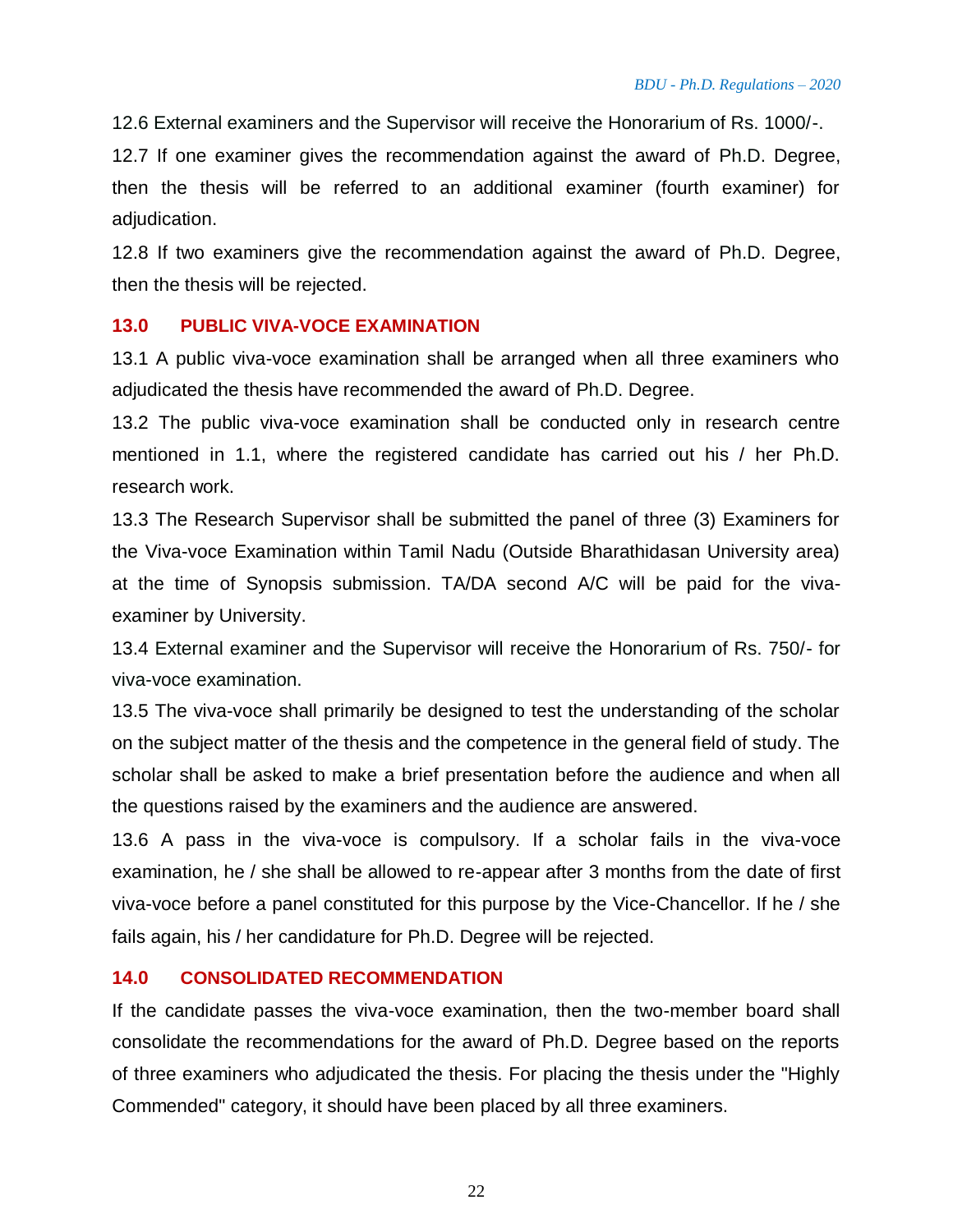12.6 External examiners and the Supervisor will receive the Honorarium of Rs. 1000/-.

12.7 If one examiner gives the recommendation against the award of Ph.D. Degree, then the thesis will be referred to an additional examiner (fourth examiner) for adjudication.

12.8 If two examiners give the recommendation against the award of Ph.D. Degree, then the thesis will be rejected.

## 13.0 PUBLIC VIVA-VOCE EXAMINATION

13.1 A public viva-voce examination shall be arranged when all three examiners who adjudicated the thesis have recommended the award of Ph.D. Degree.

13.2 The public viva-voce examination shall be conducted only in research centre mentioned in 1.1, where the registered candidate has carried out his / her Ph.D. research work.

13.3 The Research Supervisor shall be submitted the panel of three (3) Examiners for the Viva-voce Examination within Tamil Nadu (Outside Bharathidasan University area) at the time of Synopsis submission. TA/DA second A/C will be paid for the viva-examiner by University.

13.4 External examiner and the Supervisor will receive the Honorarium of Rs. 750/- for viva-voce examination.

13.5 The viva-voce shall primarily be designed to test the understanding of the scholar on the subject matter of the thesis and the competence in the general field of study. The scholar shall be asked to make a brief presentation before the audience and when all the questions raised by the examiners and the audience are answered.

13.6 A pass in the viva-voce is compulsory. If a scholar fails in the viva-voce examination, he / she shall be allowed to re-appear after 3 months from the date of first viva-voce before a panel constituted for this purpose by the Vice-Chancellor. If he / she fails again, his / her candidature for Ph.D. Degree will be rejected.

## 14.0 CONSOLIDATED RECOMMENDATION

If the candidate passes the viva-voce examination, then the two-member board shall consolidate the recommendations for the award of Ph.D. Degree based on the reports of three examiners who adjudicated the thesis. For placing the thesis under the "Highly Commended" category, it should have been placed by all three examiners.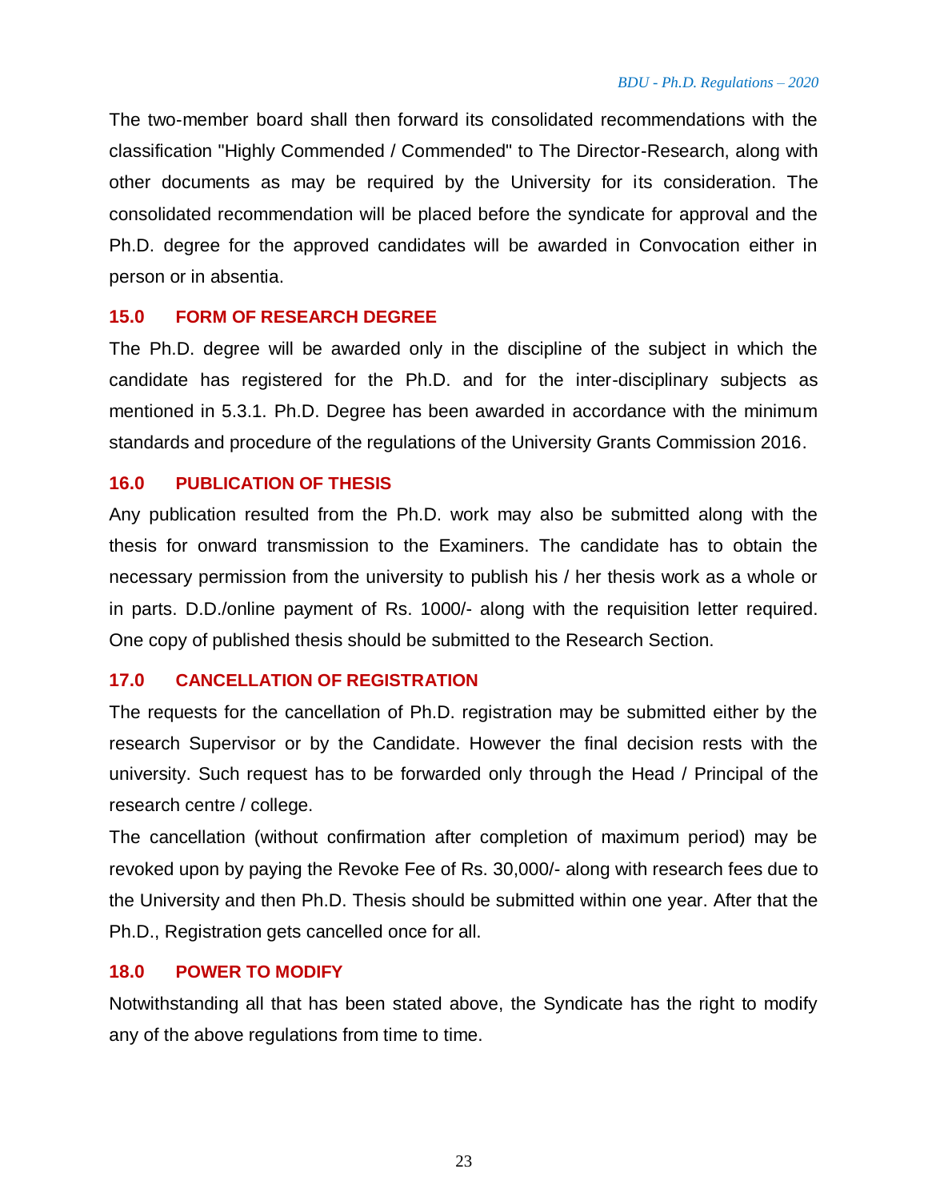The two-member board shall then forward its consolidated recommendations with the classification "Highly Commended / Commended" to The Director-Research, along with other documents as may be required by the University for its consideration. The consolidated recommendation will be placed before the syndicate for approval and the Ph.D. degree for the approved candidates will be awarded in Convocation either in person or in absentia.

## 15.0 FORM OF RESEARCH DEGREE

The Ph.D. degree will be awarded only in the discipline of the subject in which the candidate has registered for the Ph.D. and for the inter-disciplinary subjects as mentioned in 5.3.1. Ph.D. Degree has been awarded in accordance with the minimum standards and procedure of the regulations of the University Grants Commission 2016.

## 16.0 PUBLICATION OF THESIS

Any publication resulted from the Ph.D. work may also be submitted along with the thesis for onward transmission to the Examiners. The candidate has to obtain the necessary permission from the university to publish his / her thesis work as a whole or in parts. D.D./online payment of Rs. 1000/- along with the requisition letter required. One copy of published thesis should be submitted to the Research Section.

## 17.0 CANCELLATION OF REGISTRATION

The requests for the cancellation of Ph.D. registration may be submitted either by the research Supervisor or by the Candidate. However the final decision rests with the university. Such request has to be forwarded only through the Head / Principal of the research centre / college.

The cancellation (without confirmation after completion of maximum period) may be revoked upon by paying the Revoke Fee of Rs. 30,000/- along with research fees due to the University and then Ph.D. Thesis should be submitted within one year. After that the Ph.D., Registration gets cancelled once for all.

## 18.0 POWER TO MODIFY

Notwithstanding all that has been stated above, the Syndicate has the right to modify any of the above regulations from time to time.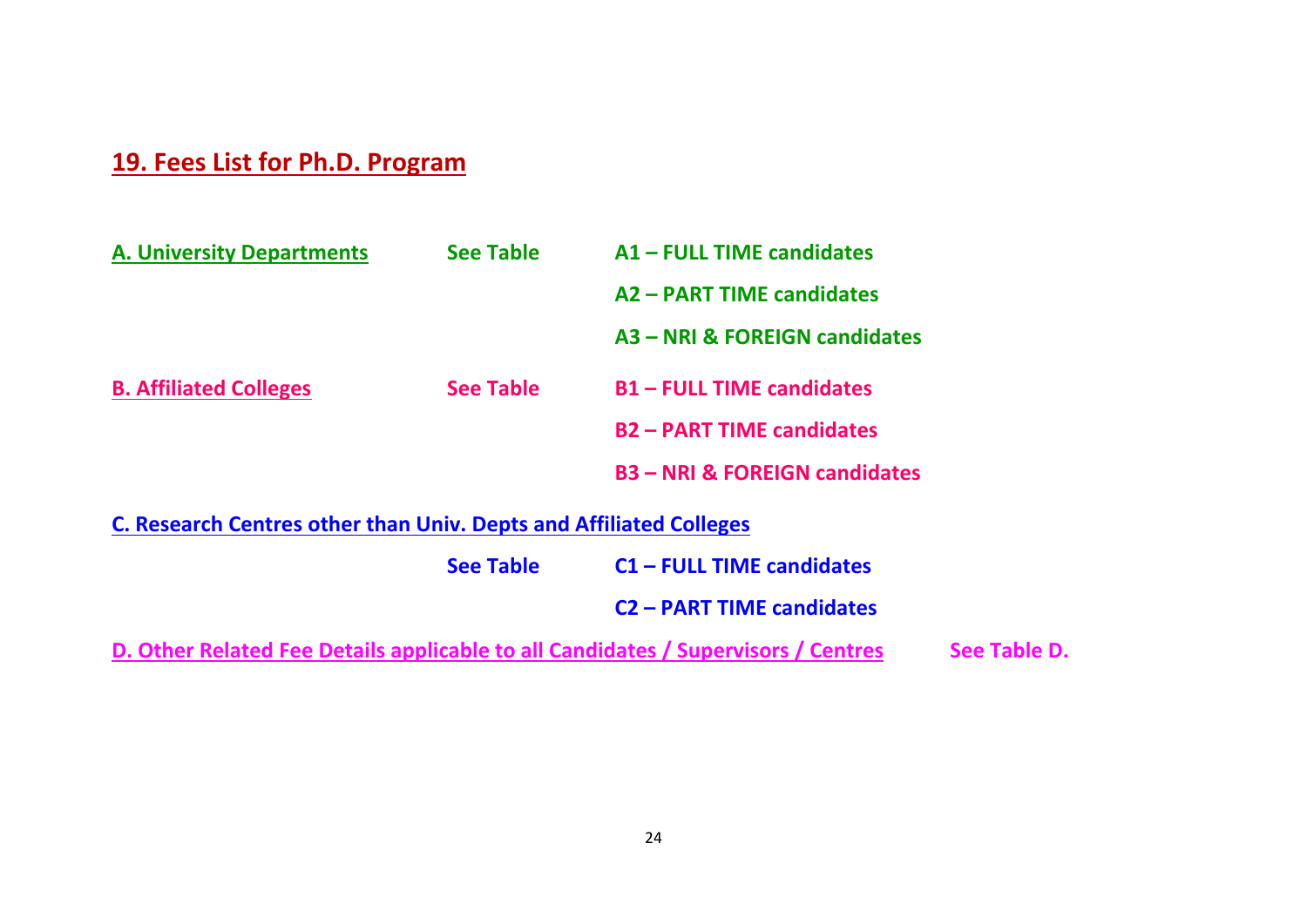## 19. Fees List for Ph.D. Program

**A. University Departments** — **See Table**

- **A1 – FULL TIME candidates**
- **A2 – PART TIME candidates**
- **A3 – NRI & FOREIGN candidates**

**B. Affiliated Colleges** — **See Table**

- **B1 – FULL TIME candidates**
- **B2 – PART TIME candidates**
- **B3 – NRI & FOREIGN candidates**

**C. Research Centres other than Univ. Depts and Affiliated Colleges**

**See Table**

- **C1 – FULL TIME candidates**
- **C2 – PART TIME candidates**

**D. Other Related Fee Details applicable to all Candidates / Supervisors / Centres** — **See Table D.**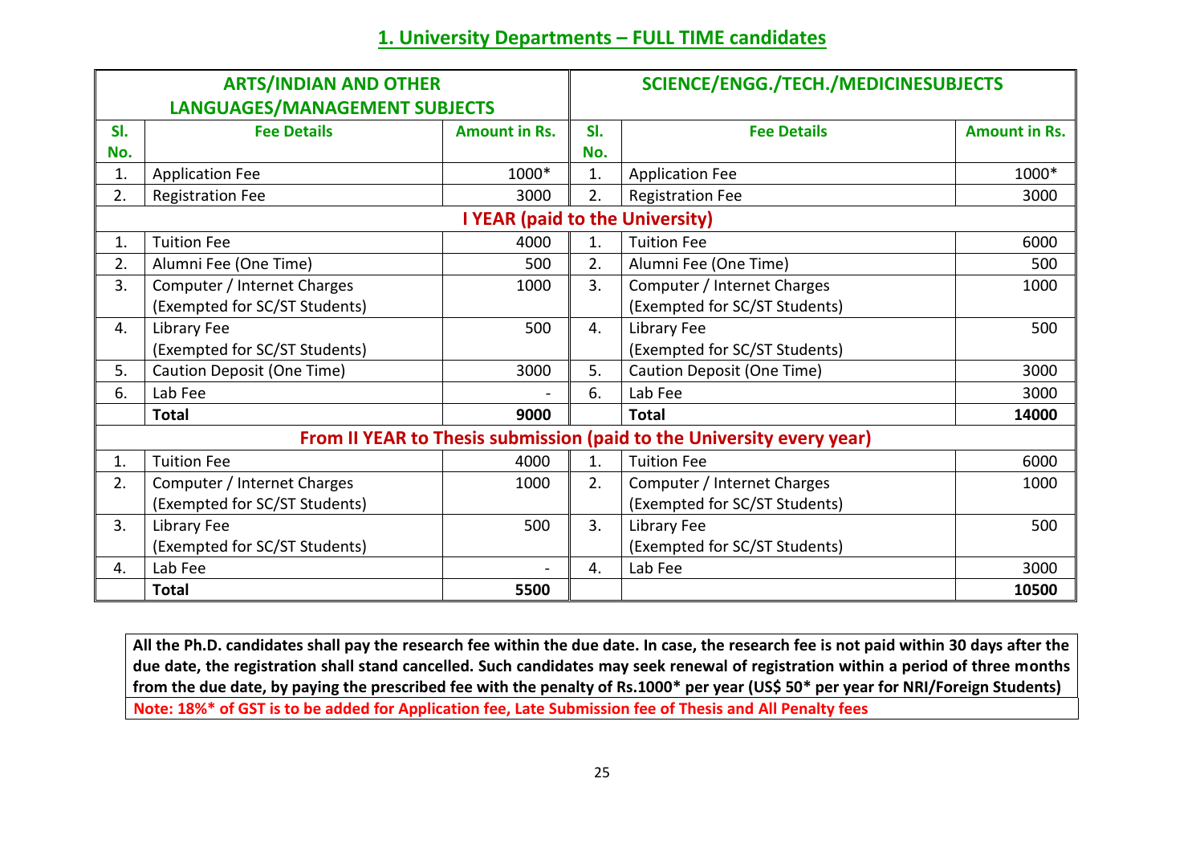## 1. University Departments – FULL TIME candidates

| ARTS/INDIAN AND OTHER LANGUAGES/MANAGEMENT SUBJECTS | | | SCIENCE/ENGG./TECH./MEDICINESUBJECTS | | |
|---|---|---|---|---|---|
| **Sl. No.** | **Fee Details** | **Amount in Rs.** | **Sl. No.** | **Fee Details** | **Amount in Rs.** |
| 1. | Application Fee | 1000* | 1. | Application Fee | 1000* |
| 2. | Registration Fee | 3000 | 2. | Registration Fee | 3000 |
| **I YEAR (paid to the University)** | | | | | |
| 1. | Tuition Fee | 4000 | 1. | Tuition Fee | 6000 |
| 2. | Alumni Fee (One Time) | 500 | 2. | Alumni Fee (One Time) | 500 |
| 3. | Computer / Internet Charges (Exempted for SC/ST Students) | 1000 | 3. | Computer / Internet Charges (Exempted for SC/ST Students) | 1000 |
| 4. | Library Fee (Exempted for SC/ST Students) | 500 | 4. | Library Fee (Exempted for SC/ST Students) | 500 |
| 5. | Caution Deposit (One Time) | 3000 | 5. | Caution Deposit (One Time) | 3000 |
| 6. | Lab Fee | - | 6. | Lab Fee | 3000 |
| | **Total** | **9000** | | **Total** | **14000** |
| **From II YEAR to Thesis submission (paid to the University every year)** | | | | | |
| 1. | Tuition Fee | 4000 | 1. | Tuition Fee | 6000 |
| 2. | Computer / Internet Charges (Exempted for SC/ST Students) | 1000 | 2. | Computer / Internet Charges (Exempted for SC/ST Students) | 1000 |
| 3. | Library Fee (Exempted for SC/ST Students) | 500 | 3. | Library Fee (Exempted for SC/ST Students) | 500 |
| 4. | Lab Fee | - | 4. | Lab Fee | 3000 |
| | **Total** | **5500** | | | **10500** |

**All the Ph.D. candidates shall pay the research fee within the due date. In case, the research fee is not paid within 30 days after the due date, the registration shall stand cancelled. Such candidates may seek renewal of registration within a period of three months from the due date, by paying the prescribed fee with the penalty of Rs.1000* per year (US$ 50* per year for NRI/Foreign Students)**

**Note: 18%* of GST is to be added for Application fee, Late Submission fee of Thesis and All Penalty fees**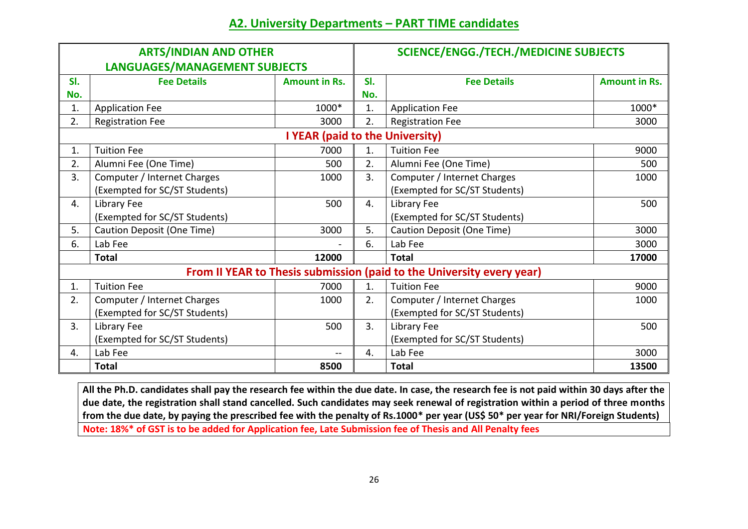## A2. University Departments – PART TIME candidates

| ARTS/INDIAN AND OTHER LANGUAGES/MANAGEMENT SUBJECTS | | | SCIENCE/ENGG./TECH./MEDICINE SUBJECTS | | |
|---|---|---|---|---|---|
| **Sl. No.** | **Fee Details** | **Amount in Rs.** | **Sl. No.** | **Fee Details** | **Amount in Rs.** |
| 1. | Application Fee | 1000* | 1. | Application Fee | 1000* |
| 2. | Registration Fee | 3000 | 2. | Registration Fee | 3000 |
| **I YEAR (paid to the University)** | | | | | |
| 1. | Tuition Fee | 7000 | 1. | Tuition Fee | 9000 |
| 2. | Alumni Fee (One Time) | 500 | 2. | Alumni Fee (One Time) | 500 |
| 3. | Computer / Internet Charges (Exempted for SC/ST Students) | 1000 | 3. | Computer / Internet Charges (Exempted for SC/ST Students) | 1000 |
| 4. | Library Fee (Exempted for SC/ST Students) | 500 | 4. | Library Fee (Exempted for SC/ST Students) | 500 |
| 5. | Caution Deposit (One Time) | 3000 | 5. | Caution Deposit (One Time) | 3000 |
| 6. | Lab Fee | - | 6. | Lab Fee | 3000 |
| | **Total** | **12000** | | **Total** | **17000** |
| **From II YEAR to Thesis submission (paid to the University every year)** | | | | | |
| 1. | Tuition Fee | 7000 | 1. | Tuition Fee | 9000 |
| 2. | Computer / Internet Charges (Exempted for SC/ST Students) | 1000 | 2. | Computer / Internet Charges (Exempted for SC/ST Students) | 1000 |
| 3. | Library Fee (Exempted for SC/ST Students) | 500 | 3. | Library Fee (Exempted for SC/ST Students) | 500 |
| 4. | Lab Fee | -- | 4. | Lab Fee | 3000 |
| | **Total** | **8500** | | **Total** | **13500** |

**All the Ph.D. candidates shall pay the research fee within the due date. In case, the research fee is not paid within 30 days after the due date, the registration shall stand cancelled. Such candidates may seek renewal of registration within a period of three months from the due date, by paying the prescribed fee with the penalty of Rs.1000* per year (US$ 50* per year for NRI/Foreign Students)**

**Note: 18%* of GST is to be added for Application fee, Late Submission fee of Thesis and All Penalty fees**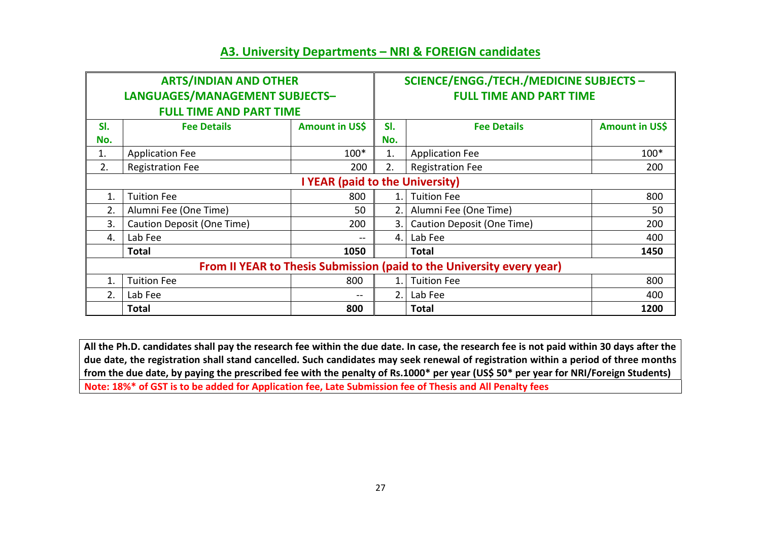## A3. University Departments – NRI & FOREIGN candidates

| ARTS/INDIAN AND OTHER LANGUAGES/MANAGEMENT SUBJECTS– FULL TIME AND PART TIME | | | SCIENCE/ENGG./TECH./MEDICINE SUBJECTS – FULL TIME AND PART TIME | | |
|---|---|---|---|---|---|
| **Sl. No.** | **Fee Details** | **Amount in US$** | **Sl. No.** | **Fee Details** | **Amount in US$** |
| 1. | Application Fee | 100* | 1. | Application Fee | 100* |
| 2. | Registration Fee | 200 | 2. | Registration Fee | 200 |
| **I YEAR (paid to the University)** | | | | | |
| 1. | Tuition Fee | 800 | 1. | Tuition Fee | 800 |
| 2. | Alumni Fee (One Time) | 50 | 2. | Alumni Fee (One Time) | 50 |
| 3. | Caution Deposit (One Time) | 200 | 3. | Caution Deposit (One Time) | 200 |
| 4. | Lab Fee | -- | 4. | Lab Fee | 400 |
| | **Total** | **1050** | | **Total** | **1450** |
| **From II YEAR to Thesis Submission (paid to the University every year)** | | | | | |
| 1. | Tuition Fee | 800 | 1. | Tuition Fee | 800 |
| 2. | Lab Fee | -- | 2. | Lab Fee | 400 |
| | **Total** | **800** | | **Total** | **1200** |

**All the Ph.D. candidates shall pay the research fee within the due date. In case, the research fee is not paid within 30 days after the due date, the registration shall stand cancelled. Such candidates may seek renewal of registration within a period of three months from the due date, by paying the prescribed fee with the penalty of Rs.1000* per year (US$ 50* per year for NRI/Foreign Students)**

**Note: 18%* of GST is to be added for Application fee, Late Submission fee of Thesis and All Penalty fees**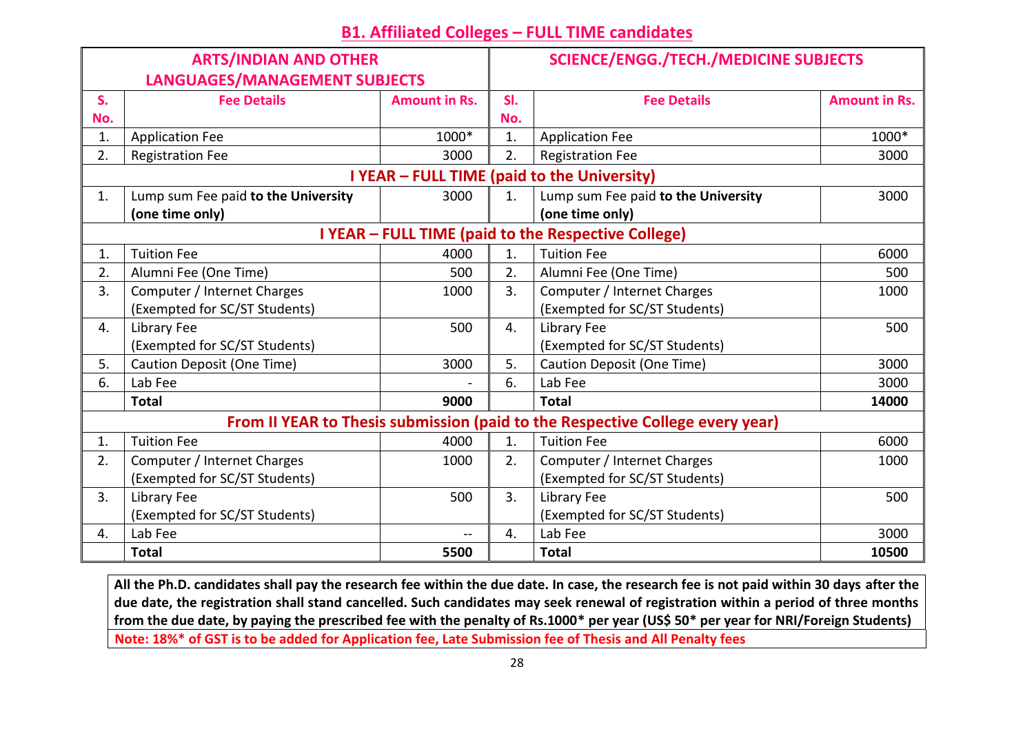## B1. Affiliated Colleges – FULL TIME candidates

| ARTS/INDIAN AND OTHER LANGUAGES/MANAGEMENT SUBJECTS | | | SCIENCE/ENGG./TECH./MEDICINE SUBJECTS | | |
|---|---|---|---|---|---|
| S. No. | Fee Details | Amount in Rs. | Sl. No. | Fee Details | Amount in Rs. |
| 1. | Application Fee | 1000* | 1. | Application Fee | 1000* |
| 2. | Registration Fee | 3000 | 2. | Registration Fee | 3000 |
| **I YEAR – FULL TIME (paid to the University)** | | | | | |
| 1. | Lump sum Fee paid **to the University (one time only)** | 3000 | 1. | Lump sum Fee paid **to the University (one time only)** | 3000 |
| **I YEAR – FULL TIME (paid to the Respective College)** | | | | | |
| 1. | Tuition Fee | 4000 | 1. | Tuition Fee | 6000 |
| 2. | Alumni Fee (One Time) | 500 | 2. | Alumni Fee (One Time) | 500 |
| 3. | Computer / Internet Charges (Exempted for SC/ST Students) | 1000 | 3. | Computer / Internet Charges (Exempted for SC/ST Students) | 1000 |
| 4. | Library Fee (Exempted for SC/ST Students) | 500 | 4. | Library Fee (Exempted for SC/ST Students) | 500 |
| 5. | Caution Deposit (One Time) | 3000 | 5. | Caution Deposit (One Time) | 3000 |
| 6. | Lab Fee | - | 6. | Lab Fee | 3000 |
| | **Total** | **9000** | | **Total** | **14000** |
| **From II YEAR to Thesis submission (paid to the Respective College every year)** | | | | | |
| 1. | Tuition Fee | 4000 | 1. | Tuition Fee | 6000 |
| 2. | Computer / Internet Charges (Exempted for SC/ST Students) | 1000 | 2. | Computer / Internet Charges (Exempted for SC/ST Students) | 1000 |
| 3. | Library Fee (Exempted for SC/ST Students) | 500 | 3. | Library Fee (Exempted for SC/ST Students) | 500 |
| 4. | Lab Fee | -- | 4. | Lab Fee | 3000 |
| | **Total** | **5500** | | **Total** | **10500** |

**All the Ph.D. candidates shall pay the research fee within the due date. In case, the research fee is not paid within 30 days after the due date, the registration shall stand cancelled. Such candidates may seek renewal of registration within a period of three months from the due date, by paying the prescribed fee with the penalty of Rs.1000* per year (US$ 50* per year for NRI/Foreign Students)**

**Note: 18%* of GST is to be added for Application fee, Late Submission fee of Thesis and All Penalty fees**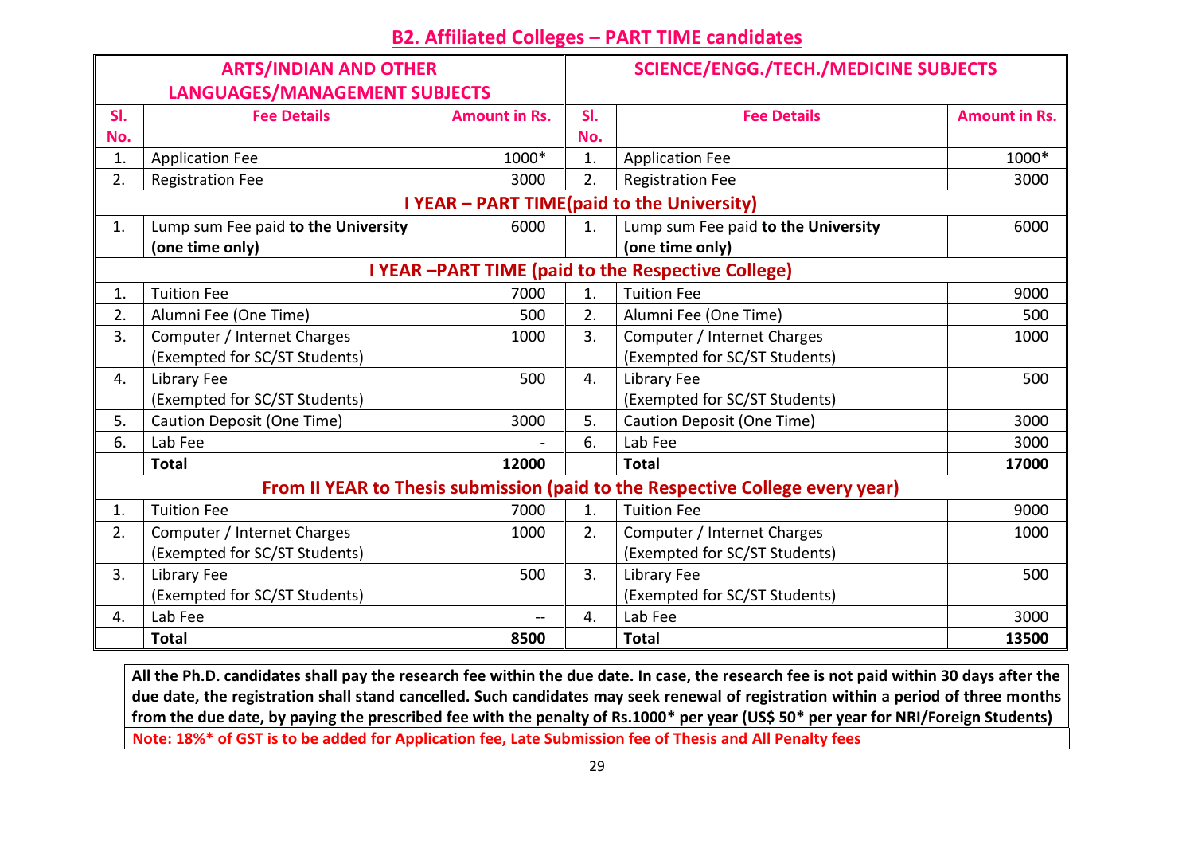## B2. Affiliated Colleges – PART TIME candidates

| ARTS/INDIAN AND OTHER LANGUAGES/MANAGEMENT SUBJECTS | | | SCIENCE/ENGG./TECH./MEDICINE SUBJECTS | | |
|---|---|---|---|---|---|
| **Sl. No.** | **Fee Details** | **Amount in Rs.** | **Sl. No.** | **Fee Details** | **Amount in Rs.** |
| 1. | Application Fee | 1000* | 1. | Application Fee | 1000* |
| 2. | Registration Fee | 3000 | 2. | Registration Fee | 3000 |
| **I YEAR – PART TIME(paid to the University)** | | | | | |
| 1. | Lump sum Fee paid **to the University (one time only)** | 6000 | 1. | Lump sum Fee paid **to the University (one time only)** | 6000 |
| **I YEAR –PART TIME (paid to the Respective College)** | | | | | |
| 1. | Tuition Fee | 7000 | 1. | Tuition Fee | 9000 |
| 2. | Alumni Fee (One Time) | 500 | 2. | Alumni Fee (One Time) | 500 |
| 3. | Computer / Internet Charges (Exempted for SC/ST Students) | 1000 | 3. | Computer / Internet Charges (Exempted for SC/ST Students) | 1000 |
| 4. | Library Fee (Exempted for SC/ST Students) | 500 | 4. | Library Fee (Exempted for SC/ST Students) | 500 |
| 5. | Caution Deposit (One Time) | 3000 | 5. | Caution Deposit (One Time) | 3000 |
| 6. | Lab Fee | - | 6. | Lab Fee | 3000 |
| | **Total** | **12000** | | **Total** | **17000** |
| **From II YEAR to Thesis submission (paid to the Respective College every year)** | | | | | |
| 1. | Tuition Fee | 7000 | 1. | Tuition Fee | 9000 |
| 2. | Computer / Internet Charges (Exempted for SC/ST Students) | 1000 | 2. | Computer / Internet Charges (Exempted for SC/ST Students) | 1000 |
| 3. | Library Fee (Exempted for SC/ST Students) | 500 | 3. | Library Fee (Exempted for SC/ST Students) | 500 |
| 4. | Lab Fee | -- | 4. | Lab Fee | 3000 |
| | **Total** | **8500** | | **Total** | **13500** |

**All the Ph.D. candidates shall pay the research fee within the due date. In case, the research fee is not paid within 30 days after the due date, the registration shall stand cancelled. Such candidates may seek renewal of registration within a period of three months from the due date, by paying the prescribed fee with the penalty of Rs.1000* per year (US$ 50* per year for NRI/Foreign Students)**

**Note: 18%* of GST is to be added for Application fee, Late Submission fee of Thesis and All Penalty fees**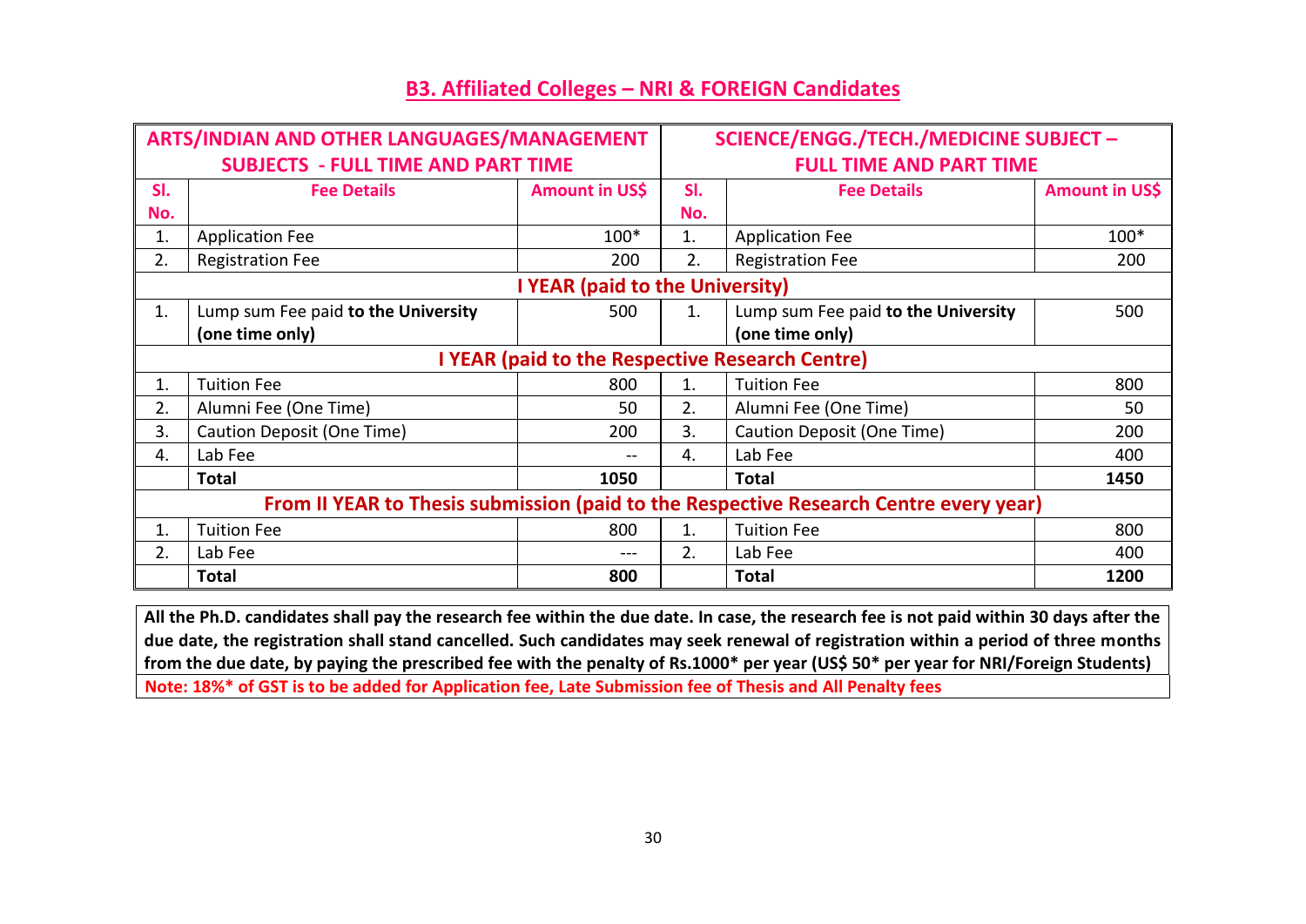## B3. Affiliated Colleges – NRI & FOREIGN Candidates

| ARTS/INDIAN AND OTHER LANGUAGES/MANAGEMENT SUBJECTS - FULL TIME AND PART TIME | | | SCIENCE/ENGG./TECH./MEDICINE SUBJECT – FULL TIME AND PART TIME | | |
|---|---|---|---|---|---|
| Sl. No. | Fee Details | Amount in US$ | Sl. No. | Fee Details | Amount in US$ |
| 1. | Application Fee | 100* | 1. | Application Fee | 100* |
| 2. | Registration Fee | 200 | 2. | Registration Fee | 200 |
| **I YEAR (paid to the University)** | | | | | |
| 1. | Lump sum Fee paid **to the University (one time only)** | 500 | 1. | Lump sum Fee paid **to the University (one time only)** | 500 |
| **I YEAR (paid to the Respective Research Centre)** | | | | | |
| 1. | Tuition Fee | 800 | 1. | Tuition Fee | 800 |
| 2. | Alumni Fee (One Time) | 50 | 2. | Alumni Fee (One Time) | 50 |
| 3. | Caution Deposit (One Time) | 200 | 3. | Caution Deposit (One Time) | 200 |
| 4. | Lab Fee | -- | 4. | Lab Fee | 400 |
| | **Total** | **1050** | | **Total** | **1450** |
| **From II YEAR to Thesis submission (paid to the Respective Research Centre every year)** | | | | | |
| 1. | Tuition Fee | 800 | 1. | Tuition Fee | 800 |
| 2. | Lab Fee | --- | 2. | Lab Fee | 400 |
| | **Total** | **800** | | **Total** | **1200** |

**All the Ph.D. candidates shall pay the research fee within the due date. In case, the research fee is not paid within 30 days after the due date, the registration shall stand cancelled. Such candidates may seek renewal of registration within a period of three months from the due date, by paying the prescribed fee with the penalty of Rs.1000* per year (US$ 50* per year for NRI/Foreign Students)**

**Note: 18%* of GST is to be added for Application fee, Late Submission fee of Thesis and All Penalty fees**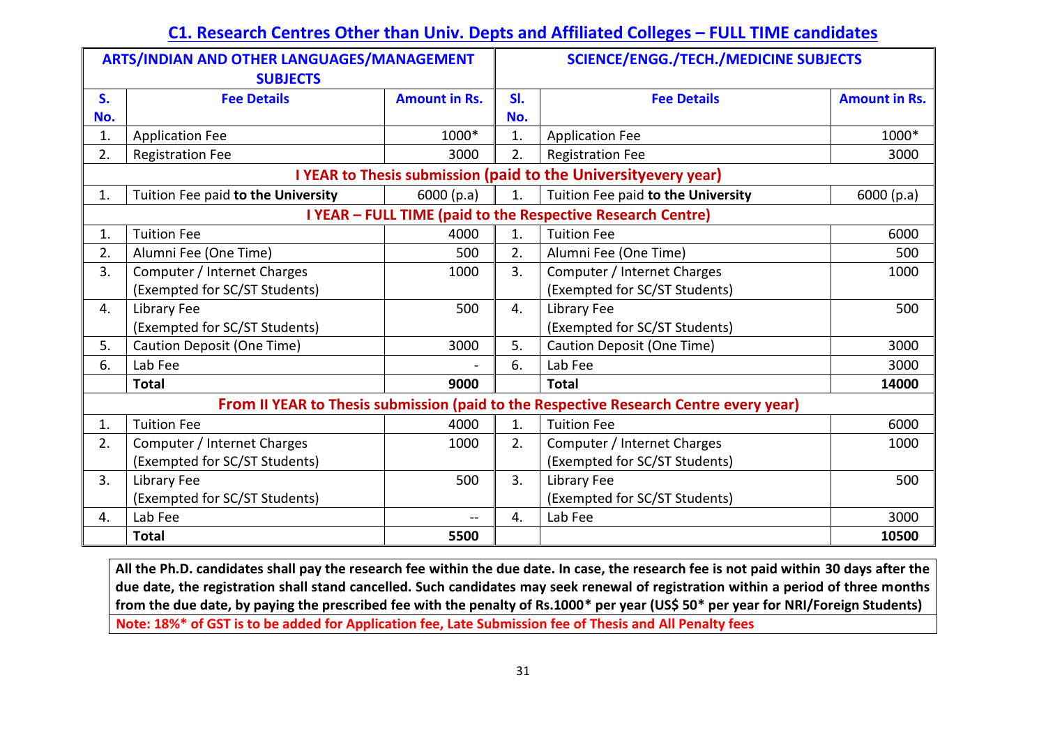## C1. Research Centres Other than Univ. Depts and Affiliated Colleges – FULL TIME candidates

| ARTS/INDIAN AND OTHER LANGUAGES/MANAGEMENT SUBJECTS | | | SCIENCE/ENGG./TECH./MEDICINE SUBJECTS | | |
|---|---|---|---|---|---|
| **S. No.** | **Fee Details** | **Amount in Rs.** | **Sl. No.** | **Fee Details** | **Amount in Rs.** |
| 1. | Application Fee | 1000* | 1. | Application Fee | 1000* |
| 2. | Registration Fee | 3000 | 2. | Registration Fee | 3000 |
| | **I YEAR to Thesis submission (paid to the Universityevery year)** | | | | |
| 1. | Tuition Fee paid **to the University** | 6000 (p.a) | 1. | Tuition Fee paid **to the University** | 6000 (p.a) |
| | **I YEAR – FULL TIME (paid to the Respective Research Centre)** | | | | |
| 1. | Tuition Fee | 4000 | 1. | Tuition Fee | 6000 |
| 2. | Alumni Fee (One Time) | 500 | 2. | Alumni Fee (One Time) | 500 |
| 3. | Computer / Internet Charges (Exempted for SC/ST Students) | 1000 | 3. | Computer / Internet Charges (Exempted for SC/ST Students) | 1000 |
| 4. | Library Fee (Exempted for SC/ST Students) | 500 | 4. | Library Fee (Exempted for SC/ST Students) | 500 |
| 5. | Caution Deposit (One Time) | 3000 | 5. | Caution Deposit (One Time) | 3000 |
| 6. | Lab Fee | - | 6. | Lab Fee | 3000 |
| | **Total** | **9000** | | **Total** | **14000** |
| | **From II YEAR to Thesis submission (paid to the Respective Research Centre every year)** | | | | |
| 1. | Tuition Fee | 4000 | 1. | Tuition Fee | 6000 |
| 2. | Computer / Internet Charges (Exempted for SC/ST Students) | 1000 | 2. | Computer / Internet Charges (Exempted for SC/ST Students) | 1000 |
| 3. | Library Fee (Exempted for SC/ST Students) | 500 | 3. | Library Fee (Exempted for SC/ST Students) | 500 |
| 4. | Lab Fee | -- | 4. | Lab Fee | 3000 |
| | **Total** | **5500** | | | **10500** |

**All the Ph.D. candidates shall pay the research fee within the due date. In case, the research fee is not paid within 30 days after the due date, the registration shall stand cancelled. Such candidates may seek renewal of registration within a period of three months from the due date, by paying the prescribed fee with the penalty of Rs.1000* per year (US$ 50* per year for NRI/Foreign Students)**

**Note: 18%* of GST is to be added for Application fee, Late Submission fee of Thesis and All Penalty fees**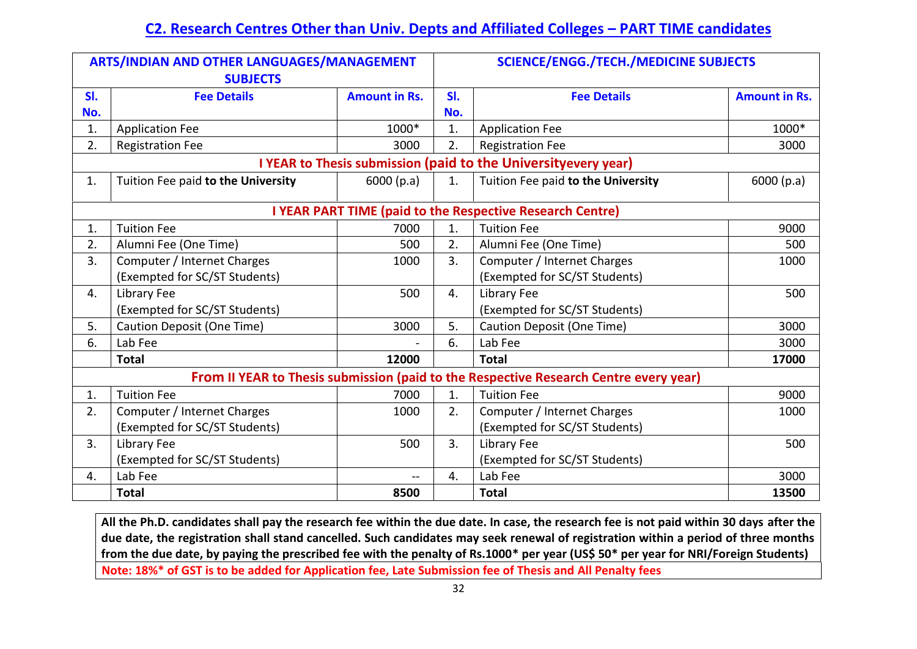## C2. Research Centres Other than Univ. Depts and Affiliated Colleges – PART TIME candidates

| ARTS/INDIAN AND OTHER LANGUAGES/MANAGEMENT SUBJECTS | | | SCIENCE/ENGG./TECH./MEDICINE SUBJECTS | | |
|---|---|---|---|---|---|
| **Sl. No.** | **Fee Details** | **Amount in Rs.** | **Sl. No.** | **Fee Details** | **Amount in Rs.** |
| 1. | Application Fee | 1000* | 1. | Application Fee | 1000* |
| 2. | Registration Fee | 3000 | 2. | Registration Fee | 3000 |
| **I YEAR to Thesis submission (paid to the Universityevery year)** | | | | | |
| 1. | Tuition Fee paid **to the University** | 6000 (p.a) | 1. | Tuition Fee paid **to the University** | 6000 (p.a) |
| **I YEAR PART TIME (paid to the Respective Research Centre)** | | | | | |
| 1. | Tuition Fee | 7000 | 1. | Tuition Fee | 9000 |
| 2. | Alumni Fee (One Time) | 500 | 2. | Alumni Fee (One Time) | 500 |
| 3. | Computer / Internet Charges (Exempted for SC/ST Students) | 1000 | 3. | Computer / Internet Charges (Exempted for SC/ST Students) | 1000 |
| 4. | Library Fee (Exempted for SC/ST Students) | 500 | 4. | Library Fee (Exempted for SC/ST Students) | 500 |
| 5. | Caution Deposit (One Time) | 3000 | 5. | Caution Deposit (One Time) | 3000 |
| 6. | Lab Fee | - | 6. | Lab Fee | 3000 |
| | **Total** | **12000** | | **Total** | **17000** |
| **From II YEAR to Thesis submission (paid to the Respective Research Centre every year)** | | | | | |
| 1. | Tuition Fee | 7000 | 1. | Tuition Fee | 9000 |
| 2. | Computer / Internet Charges (Exempted for SC/ST Students) | 1000 | 2. | Computer / Internet Charges (Exempted for SC/ST Students) | 1000 |
| 3. | Library Fee (Exempted for SC/ST Students) | 500 | 3. | Library Fee (Exempted for SC/ST Students) | 500 |
| 4. | Lab Fee | -- | 4. | Lab Fee | 3000 |
| | **Total** | **8500** | | **Total** | **13500** |

**All the Ph.D. candidates shall pay the research fee within the due date. In case, the research fee is not paid within 30 days after the due date, the registration shall stand cancelled. Such candidates may seek renewal of registration within a period of three months from the due date, by paying the prescribed fee with the penalty of Rs.1000* per year (US$ 50* per year for NRI/Foreign Students)**

**Note: 18%* of GST is to be added for Application fee, Late Submission fee of Thesis and All Penalty fees**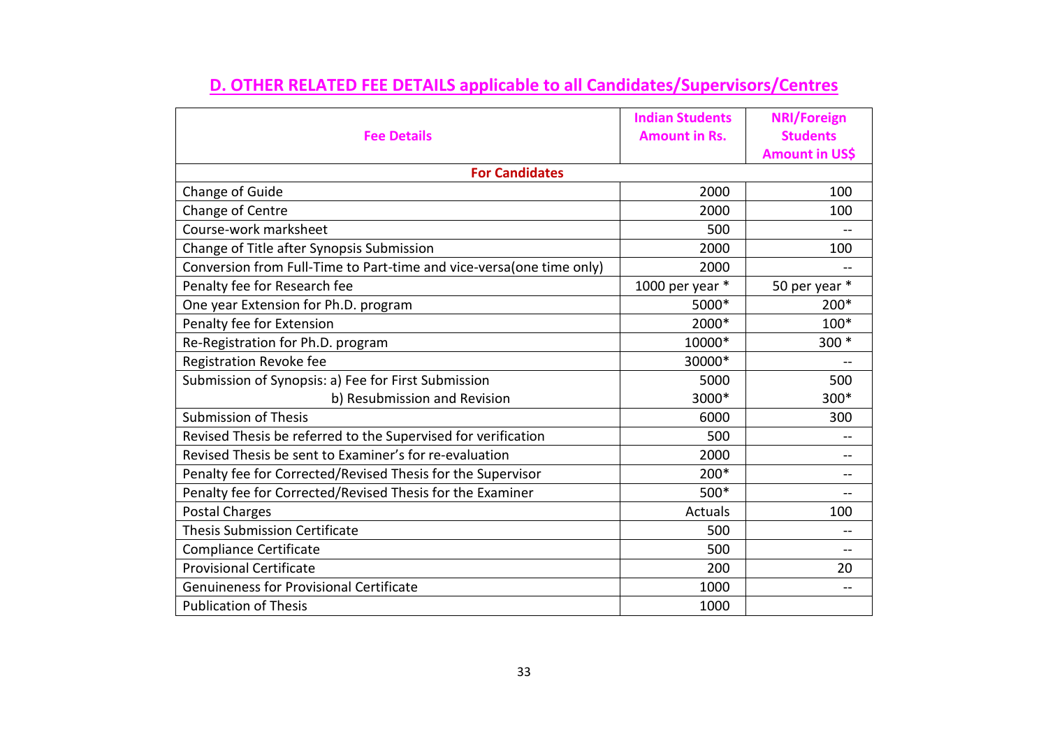## D. OTHER RELATED FEE DETAILS applicable to all Candidates/Supervisors/Centres

| Fee Details | Indian Students Amount in Rs. | NRI/Foreign Students Amount in US$ |
|---|---|---|
| **For Candidates** | | |
| Change of Guide | 2000 | 100 |
| Change of Centre | 2000 | 100 |
| Course-work marksheet | 500 | -- |
| Change of Title after Synopsis Submission | 2000 | 100 |
| Conversion from Full-Time to Part-time and vice-versa(one time only) | 2000 | -- |
| Penalty fee for Research fee | 1000 per year * | 50 per year * |
| One year Extension for Ph.D. program | 5000* | 200* |
| Penalty fee for Extension | 2000* | 100* |
| Re-Registration for Ph.D. program | 10000* | 300 * |
| Registration Revoke fee | 30000* | -- |
| Submission of Synopsis: a) Fee for First Submission | 5000 | 500 |
| b) Resubmission and Revision | 3000* | 300* |
| Submission of Thesis | 6000 | 300 |
| Revised Thesis be referred to the Supervised for verification | 500 | -- |
| Revised Thesis be sent to Examiner's for re-evaluation | 2000 | -- |
| Penalty fee for Corrected/Revised Thesis for the Supervisor | 200* | -- |
| Penalty fee for Corrected/Revised Thesis for the Examiner | 500* | -- |
| Postal Charges | Actuals | 100 |
| Thesis Submission Certificate | 500 | -- |
| Compliance Certificate | 500 | -- |
| Provisional Certificate | 200 | 20 |
| Genuineness for Provisional Certificate | 1000 | -- |
| Publication of Thesis | 1000 | |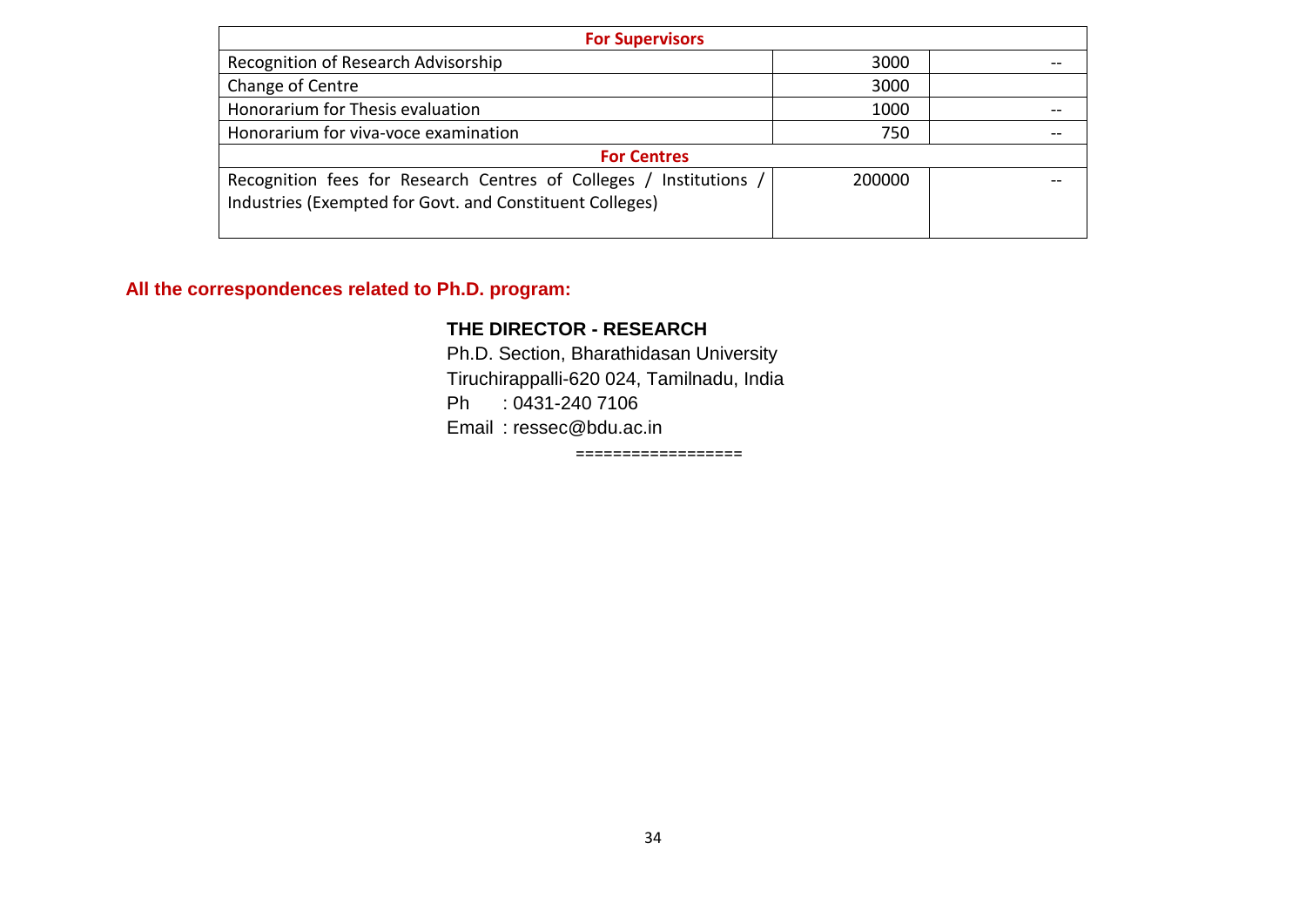| | | |
|---|---|---|
| **For Supervisors** | | |
| Recognition of Research Advisorship | 3000 | -- |
| Change of Centre | 3000 | |
| Honorarium for Thesis evaluation | 1000 | -- |
| Honorarium for viva-voce examination | 750 | -- |
| **For Centres** | | |
| Recognition fees for Research Centres of Colleges / Institutions / Industries (Exempted for Govt. and Constituent Colleges) | 200000 | -- |

**All the correspondences related to Ph.D. program:**

**THE DIRECTOR - RESEARCH**
Ph.D. Section, Bharathidasan University
Tiruchirappalli-620 024, Tamilnadu, India
Ph : 0431-240 7106
Email : ressec@bdu.ac.in

==================